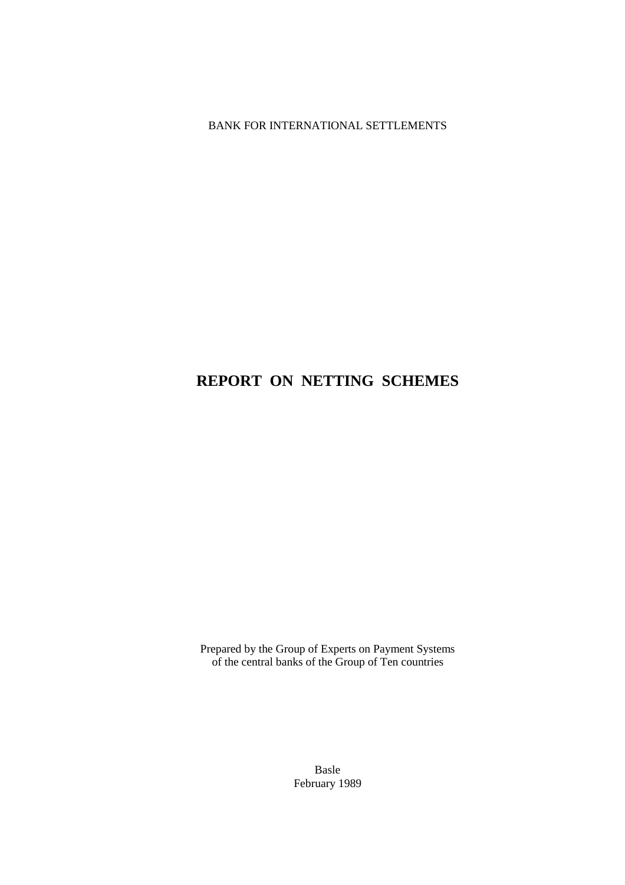BANK FOR INTERNATIONAL SETTLEMENTS

# REPORT ON NETTING SCHEMES

Prepared by the Group of Experts on Payment Systems
of the central banks of the Group of Ten countries

Basle
February 1989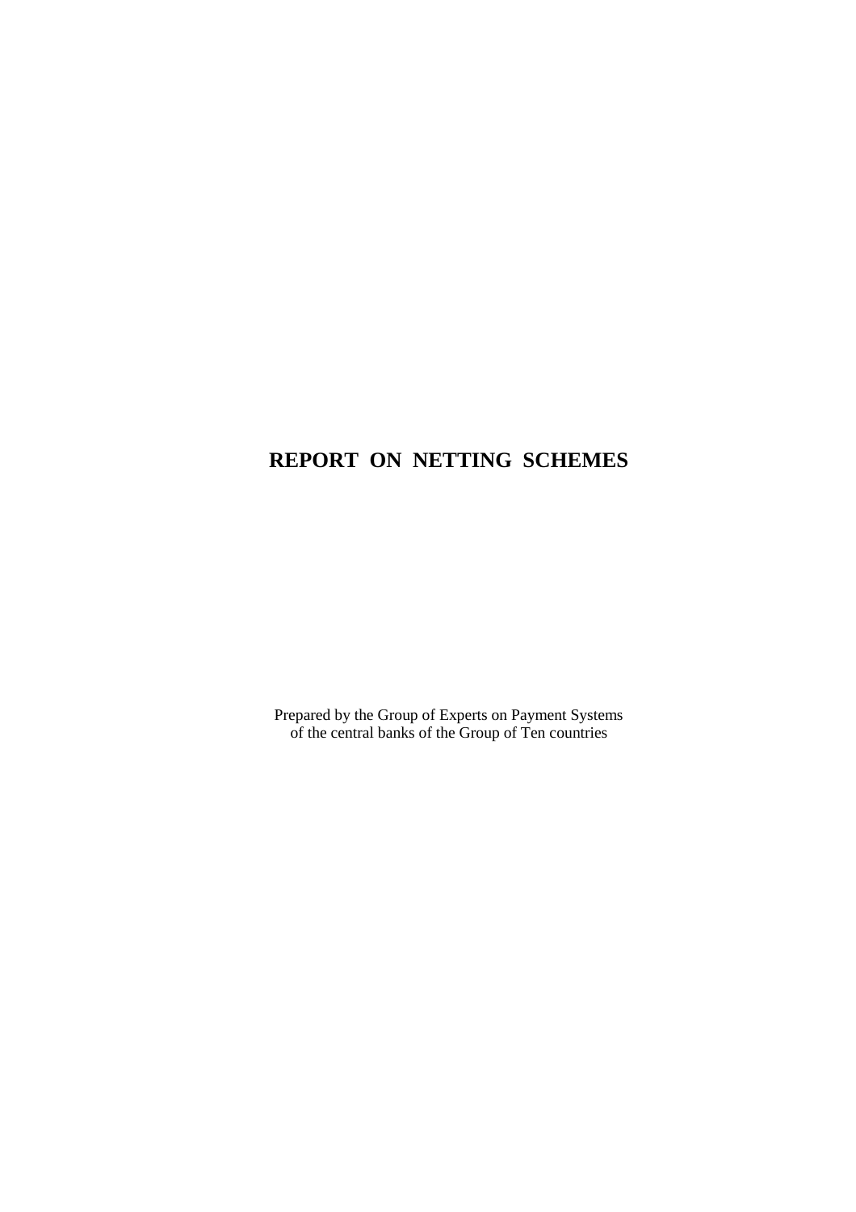# REPORT ON NETTING SCHEMES

Prepared by the Group of Experts on Payment Systems of the central banks of the Group of Ten countries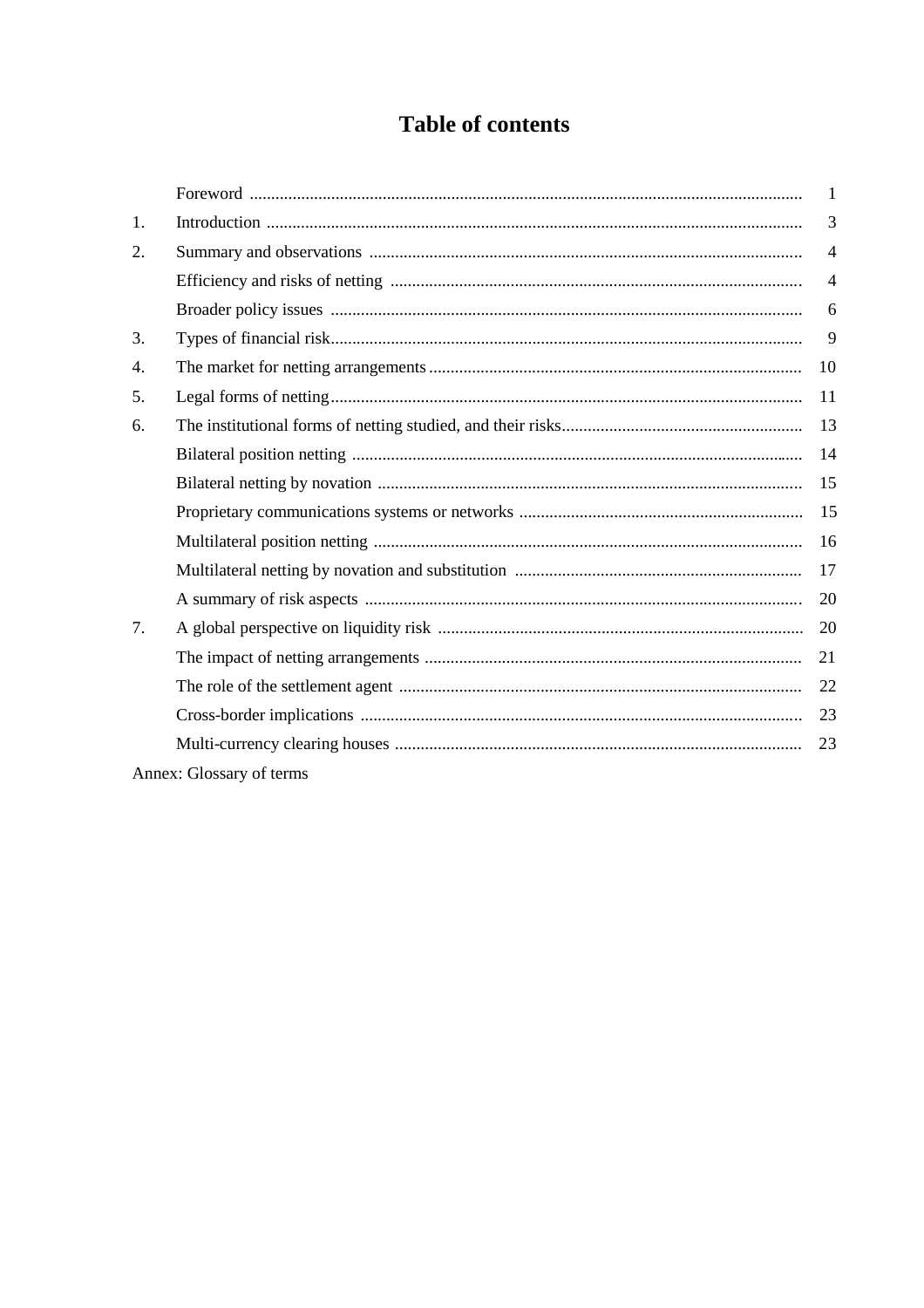# Table of contents

| | | |
|---|---|---|
| | Foreword | 1 |
| 1. | Introduction | 3 |
| 2. | Summary and observations | 4 |
| | Efficiency and risks of netting | 4 |
| | Broader policy issues | 6 |
| 3. | Types of financial risk | 9 |
| 4. | The market for netting arrangements | 10 |
| 5. | Legal forms of netting | 11 |
| 6. | The institutional forms of netting studied, and their risks | 13 |
| | Bilateral position netting | 14 |
| | Bilateral netting by novation | 15 |
| | Proprietary communications systems or networks | 15 |
| | Multilateral position netting | 16 |
| | Multilateral netting by novation and substitution | 17 |
| | A summary of risk aspects | 20 |
| 7. | A global perspective on liquidity risk | 20 |
| | The impact of netting arrangements | 21 |
| | The role of the settlement agent | 22 |
| | Cross-border implications | 23 |
| | Multi-currency clearing houses | 23 |

Annex: Glossary of terms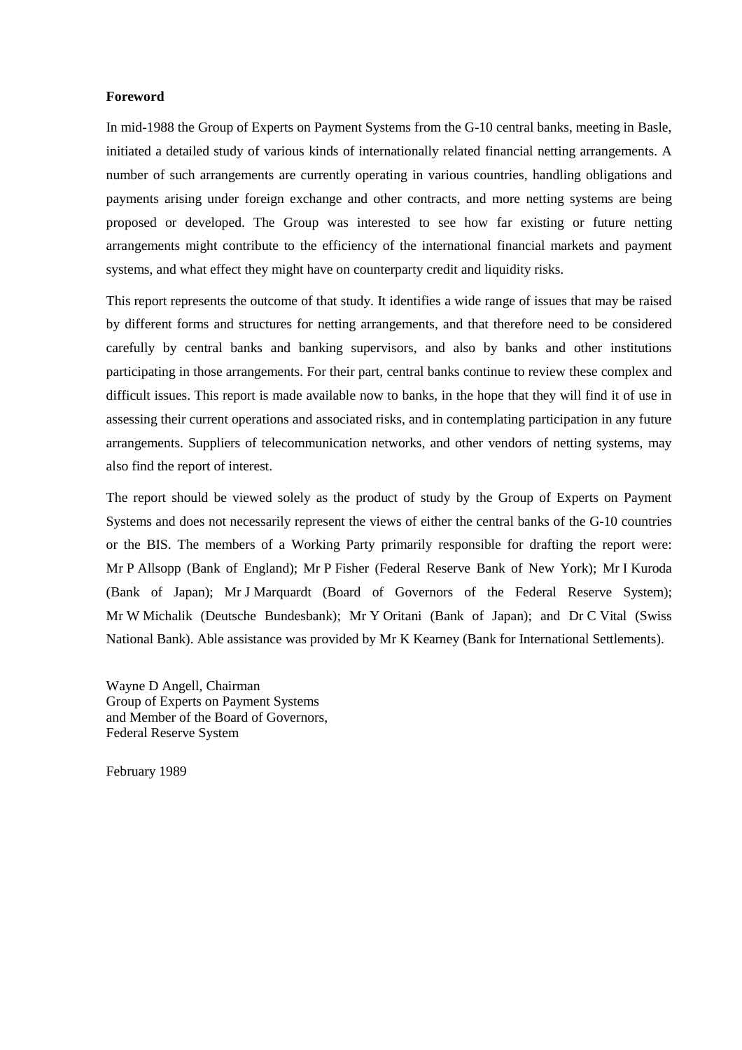**Foreword**

In mid-1988 the Group of Experts on Payment Systems from the G-10 central banks, meeting in Basle, initiated a detailed study of various kinds of internationally related financial netting arrangements. A number of such arrangements are currently operating in various countries, handling obligations and payments arising under foreign exchange and other contracts, and more netting systems are being proposed or developed. The Group was interested to see how far existing or future netting arrangements might contribute to the efficiency of the international financial markets and payment systems, and what effect they might have on counterparty credit and liquidity risks.

This report represents the outcome of that study. It identifies a wide range of issues that may be raised by different forms and structures for netting arrangements, and that therefore need to be considered carefully by central banks and banking supervisors, and also by banks and other institutions participating in those arrangements. For their part, central banks continue to review these complex and difficult issues. This report is made available now to banks, in the hope that they will find it of use in assessing their current operations and associated risks, and in contemplating participation in any future arrangements. Suppliers of telecommunication networks, and other vendors of netting systems, may also find the report of interest.

The report should be viewed solely as the product of study by the Group of Experts on Payment Systems and does not necessarily represent the views of either the central banks of the G-10 countries or the BIS. The members of a Working Party primarily responsible for drafting the report were: Mr P Allsopp (Bank of England); Mr P Fisher (Federal Reserve Bank of New York); Mr I Kuroda (Bank of Japan); Mr J Marquardt (Board of Governors of the Federal Reserve System); Mr W Michalik (Deutsche Bundesbank); Mr Y Oritani (Bank of Japan); and Dr C Vital (Swiss National Bank). Able assistance was provided by Mr K Kearney (Bank for International Settlements).

Wayne D Angell, Chairman
Group of Experts on Payment Systems
and Member of the Board of Governors,
Federal Reserve System

February 1989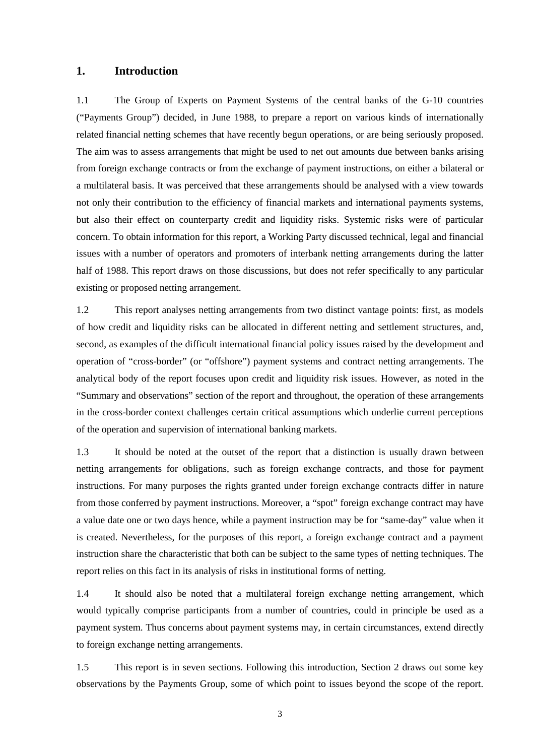## 1. Introduction

1.1 The Group of Experts on Payment Systems of the central banks of the G-10 countries ("Payments Group") decided, in June 1988, to prepare a report on various kinds of internationally related financial netting schemes that have recently begun operations, or are being seriously proposed. The aim was to assess arrangements that might be used to net out amounts due between banks arising from foreign exchange contracts or from the exchange of payment instructions, on either a bilateral or a multilateral basis. It was perceived that these arrangements should be analysed with a view towards not only their contribution to the efficiency of financial markets and international payments systems, but also their effect on counterparty credit and liquidity risks. Systemic risks were of particular concern. To obtain information for this report, a Working Party discussed technical, legal and financial issues with a number of operators and promoters of interbank netting arrangements during the latter half of 1988. This report draws on those discussions, but does not refer specifically to any particular existing or proposed netting arrangement.

1.2 This report analyses netting arrangements from two distinct vantage points: first, as models of how credit and liquidity risks can be allocated in different netting and settlement structures, and, second, as examples of the difficult international financial policy issues raised by the development and operation of "cross-border" (or "offshore") payment systems and contract netting arrangements. The analytical body of the report focuses upon credit and liquidity risk issues. However, as noted in the "Summary and observations" section of the report and throughout, the operation of these arrangements in the cross-border context challenges certain critical assumptions which underlie current perceptions of the operation and supervision of international banking markets.

1.3 It should be noted at the outset of the report that a distinction is usually drawn between netting arrangements for obligations, such as foreign exchange contracts, and those for payment instructions. For many purposes the rights granted under foreign exchange contracts differ in nature from those conferred by payment instructions. Moreover, a "spot" foreign exchange contract may have a value date one or two days hence, while a payment instruction may be for "same-day" value when it is created. Nevertheless, for the purposes of this report, a foreign exchange contract and a payment instruction share the characteristic that both can be subject to the same types of netting techniques. The report relies on this fact in its analysis of risks in institutional forms of netting.

1.4 It should also be noted that a multilateral foreign exchange netting arrangement, which would typically comprise participants from a number of countries, could in principle be used as a payment system. Thus concerns about payment systems may, in certain circumstances, extend directly to foreign exchange netting arrangements.

1.5 This report is in seven sections. Following this introduction, Section 2 draws out some key observations by the Payments Group, some of which point to issues beyond the scope of the report.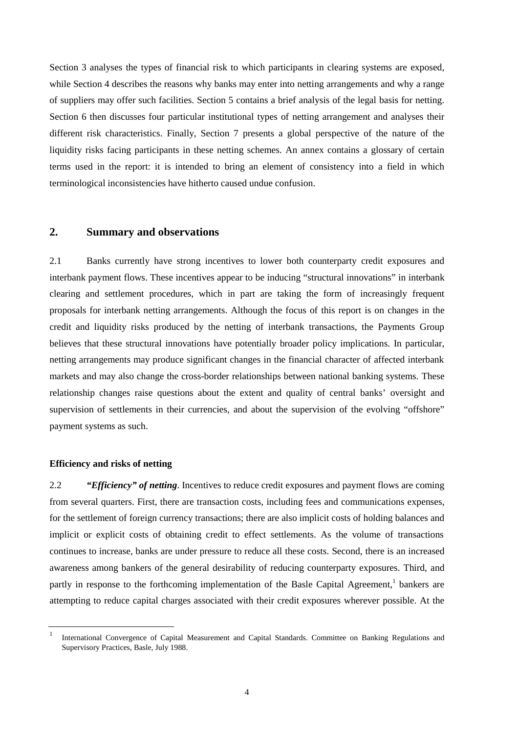Section 3 analyses the types of financial risk to which participants in clearing systems are exposed, while Section 4 describes the reasons why banks may enter into netting arrangements and why a range of suppliers may offer such facilities. Section 5 contains a brief analysis of the legal basis for netting. Section 6 then discusses four particular institutional types of netting arrangement and analyses their different risk characteristics. Finally, Section 7 presents a global perspective of the nature of the liquidity risks facing participants in these netting schemes. An annex contains a glossary of certain terms used in the report: it is intended to bring an element of consistency into a field in which terminological inconsistencies have hitherto caused undue confusion.

## 2. Summary and observations

2.1 Banks currently have strong incentives to lower both counterparty credit exposures and interbank payment flows. These incentives appear to be inducing "structural innovations" in interbank clearing and settlement procedures, which in part are taking the form of increasingly frequent proposals for interbank netting arrangements. Although the focus of this report is on changes in the credit and liquidity risks produced by the netting of interbank transactions, the Payments Group believes that these structural innovations have potentially broader policy implications. In particular, netting arrangements may produce significant changes in the financial character of affected interbank markets and may also change the cross-border relationships between national banking systems. These relationship changes raise questions about the extent and quality of central banks' oversight and supervision of settlements in their currencies, and about the supervision of the evolving "offshore" payment systems as such.

### Efficiency and risks of netting

2.2 ***"Efficiency" of netting***. Incentives to reduce credit exposures and payment flows are coming from several quarters. First, there are transaction costs, including fees and communications expenses, for the settlement of foreign currency transactions; there are also implicit costs of holding balances and implicit or explicit costs of obtaining credit to effect settlements. As the volume of transactions continues to increase, banks are under pressure to reduce all these costs. Second, there is an increased awareness among bankers of the general desirability of reducing counterparty exposures. Third, and partly in response to the forthcoming implementation of the Basle Capital Agreement,[1] bankers are attempting to reduce capital charges associated with their credit exposures wherever possible. At the

[1] International Convergence of Capital Measurement and Capital Standards. Committee on Banking Regulations and Supervisory Practices, Basle, July 1988.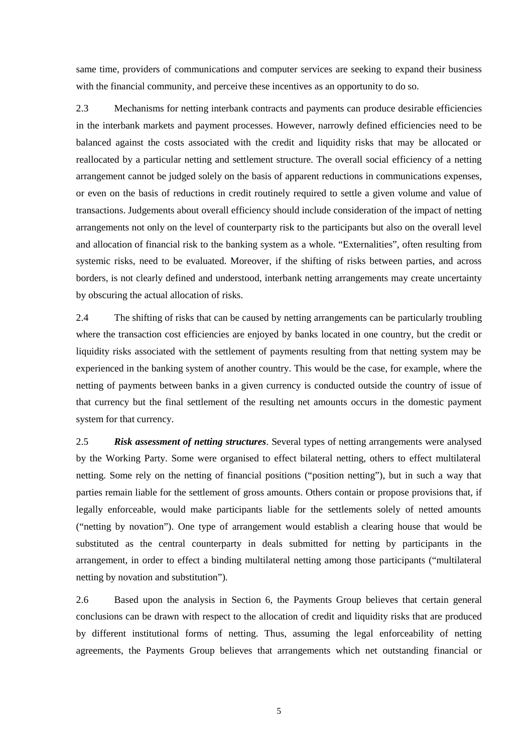same time, providers of communications and computer services are seeking to expand their business with the financial community, and perceive these incentives as an opportunity to do so.

2.3 Mechanisms for netting interbank contracts and payments can produce desirable efficiencies in the interbank markets and payment processes. However, narrowly defined efficiencies need to be balanced against the costs associated with the credit and liquidity risks that may be allocated or reallocated by a particular netting and settlement structure. The overall social efficiency of a netting arrangement cannot be judged solely on the basis of apparent reductions in communications expenses, or even on the basis of reductions in credit routinely required to settle a given volume and value of transactions. Judgements about overall efficiency should include consideration of the impact of netting arrangements not only on the level of counterparty risk to the participants but also on the overall level and allocation of financial risk to the banking system as a whole. "Externalities", often resulting from systemic risks, need to be evaluated. Moreover, if the shifting of risks between parties, and across borders, is not clearly defined and understood, interbank netting arrangements may create uncertainty by obscuring the actual allocation of risks.

2.4 The shifting of risks that can be caused by netting arrangements can be particularly troubling where the transaction cost efficiencies are enjoyed by banks located in one country, but the credit or liquidity risks associated with the settlement of payments resulting from that netting system may be experienced in the banking system of another country. This would be the case, for example, where the netting of payments between banks in a given currency is conducted outside the country of issue of that currency but the final settlement of the resulting net amounts occurs in the domestic payment system for that currency.

2.5 ***Risk assessment of netting structures***. Several types of netting arrangements were analysed by the Working Party. Some were organised to effect bilateral netting, others to effect multilateral netting. Some rely on the netting of financial positions ("position netting"), but in such a way that parties remain liable for the settlement of gross amounts. Others contain or propose provisions that, if legally enforceable, would make participants liable for the settlements solely of netted amounts ("netting by novation"). One type of arrangement would establish a clearing house that would be substituted as the central counterparty in deals submitted for netting by participants in the arrangement, in order to effect a binding multilateral netting among those participants ("multilateral netting by novation and substitution").

2.6 Based upon the analysis in Section 6, the Payments Group believes that certain general conclusions can be drawn with respect to the allocation of credit and liquidity risks that are produced by different institutional forms of netting. Thus, assuming the legal enforceability of netting agreements, the Payments Group believes that arrangements which net outstanding financial or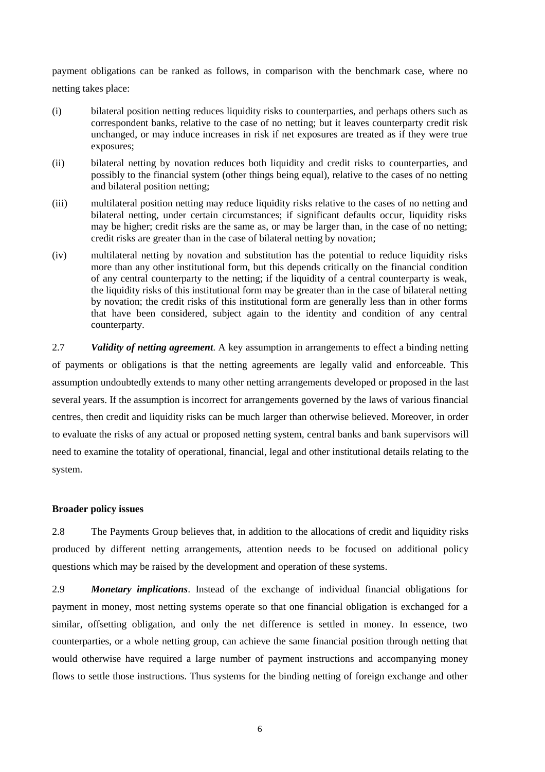payment obligations can be ranked as follows, in comparison with the benchmark case, where no netting takes place:

(i) bilateral position netting reduces liquidity risks to counterparties, and perhaps others such as correspondent banks, relative to the case of no netting; but it leaves counterparty credit risk unchanged, or may induce increases in risk if net exposures are treated as if they were true exposures;

(ii) bilateral netting by novation reduces both liquidity and credit risks to counterparties, and possibly to the financial system (other things being equal), relative to the cases of no netting and bilateral position netting;

(iii) multilateral position netting may reduce liquidity risks relative to the cases of no netting and bilateral netting, under certain circumstances; if significant defaults occur, liquidity risks may be higher; credit risks are the same as, or may be larger than, in the case of no netting; credit risks are greater than in the case of bilateral netting by novation;

(iv) multilateral netting by novation and substitution has the potential to reduce liquidity risks more than any other institutional form, but this depends critically on the financial condition of any central counterparty to the netting; if the liquidity of a central counterparty is weak, the liquidity risks of this institutional form may be greater than in the case of bilateral netting by novation; the credit risks of this institutional form are generally less than in other forms that have been considered, subject again to the identity and condition of any central counterparty.

2.7 ***Validity of netting agreement***. A key assumption in arrangements to effect a binding netting of payments or obligations is that the netting agreements are legally valid and enforceable. This assumption undoubtedly extends to many other netting arrangements developed or proposed in the last several years. If the assumption is incorrect for arrangements governed by the laws of various financial centres, then credit and liquidity risks can be much larger than otherwise believed. Moreover, in order to evaluate the risks of any actual or proposed netting system, central banks and bank supervisors will need to examine the totality of operational, financial, legal and other institutional details relating to the system.

**Broader policy issues**

2.8 The Payments Group believes that, in addition to the allocations of credit and liquidity risks produced by different netting arrangements, attention needs to be focused on additional policy questions which may be raised by the development and operation of these systems.

2.9 ***Monetary implications***. Instead of the exchange of individual financial obligations for payment in money, most netting systems operate so that one financial obligation is exchanged for a similar, offsetting obligation, and only the net difference is settled in money. In essence, two counterparties, or a whole netting group, can achieve the same financial position through netting that would otherwise have required a large number of payment instructions and accompanying money flows to settle those instructions. Thus systems for the binding netting of foreign exchange and other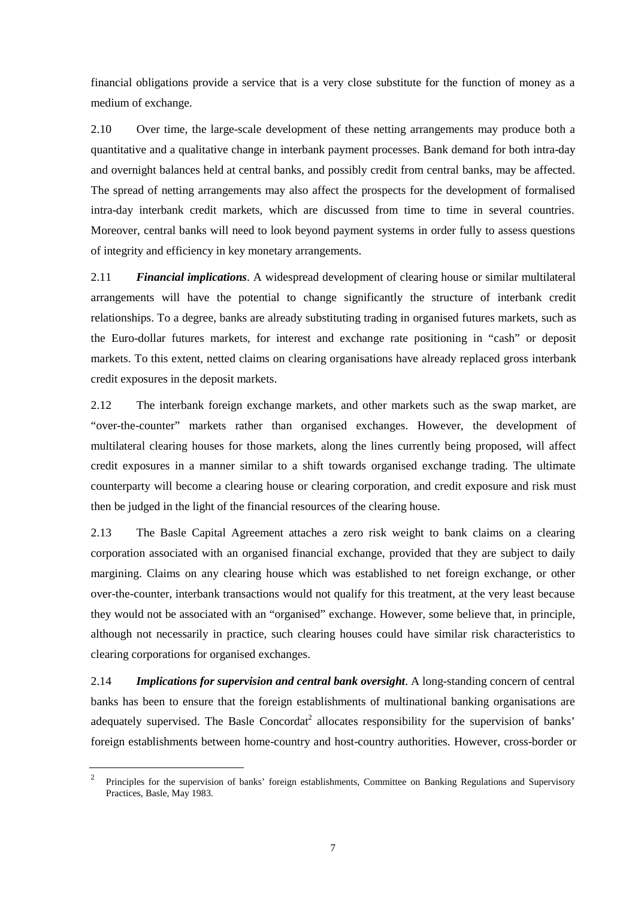financial obligations provide a service that is a very close substitute for the function of money as a medium of exchange.

2.10 Over time, the large-scale development of these netting arrangements may produce both a quantitative and a qualitative change in interbank payment processes. Bank demand for both intra-day and overnight balances held at central banks, and possibly credit from central banks, may be affected. The spread of netting arrangements may also affect the prospects for the development of formalised intra-day interbank credit markets, which are discussed from time to time in several countries. Moreover, central banks will need to look beyond payment systems in order fully to assess questions of integrity and efficiency in key monetary arrangements.

2.11 ***Financial implications***. A widespread development of clearing house or similar multilateral arrangements will have the potential to change significantly the structure of interbank credit relationships. To a degree, banks are already substituting trading in organised futures markets, such as the Euro-dollar futures markets, for interest and exchange rate positioning in "cash" or deposit markets. To this extent, netted claims on clearing organisations have already replaced gross interbank credit exposures in the deposit markets.

2.12 The interbank foreign exchange markets, and other markets such as the swap market, are "over-the-counter" markets rather than organised exchanges. However, the development of multilateral clearing houses for those markets, along the lines currently being proposed, will affect credit exposures in a manner similar to a shift towards organised exchange trading. The ultimate counterparty will become a clearing house or clearing corporation, and credit exposure and risk must then be judged in the light of the financial resources of the clearing house.

2.13 The Basle Capital Agreement attaches a zero risk weight to bank claims on a clearing corporation associated with an organised financial exchange, provided that they are subject to daily margining. Claims on any clearing house which was established to net foreign exchange, or other over-the-counter, interbank transactions would not qualify for this treatment, at the very least because they would not be associated with an "organised" exchange. However, some believe that, in principle, although not necessarily in practice, such clearing houses could have similar risk characteristics to clearing corporations for organised exchanges.

2.14 ***Implications for supervision and central bank oversight***. A long-standing concern of central banks has been to ensure that the foreign establishments of multinational banking organisations are adequately supervised. The Basle Concordat[2] allocates responsibility for the supervision of banks' foreign establishments between home-country and host-country authorities. However, cross-border or

---

[2] Principles for the supervision of banks' foreign establishments, Committee on Banking Regulations and Supervisory Practices, Basle, May 1983.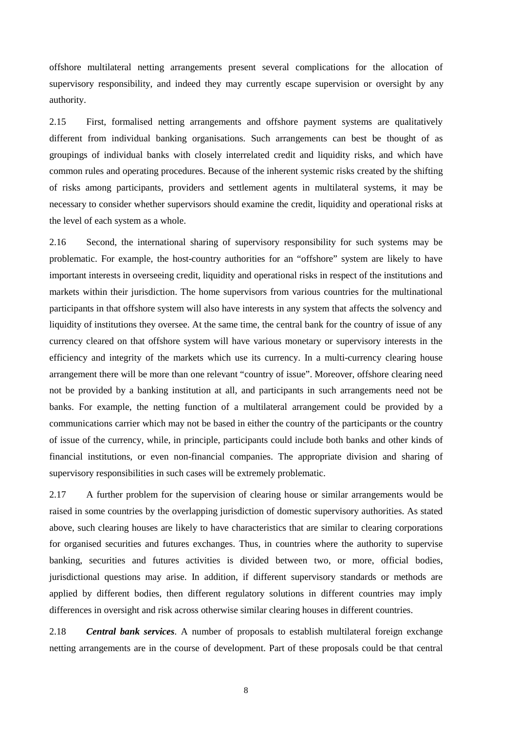offshore multilateral netting arrangements present several complications for the allocation of supervisory responsibility, and indeed they may currently escape supervision or oversight by any authority.

2.15 First, formalised netting arrangements and offshore payment systems are qualitatively different from individual banking organisations. Such arrangements can best be thought of as groupings of individual banks with closely interrelated credit and liquidity risks, and which have common rules and operating procedures. Because of the inherent systemic risks created by the shifting of risks among participants, providers and settlement agents in multilateral systems, it may be necessary to consider whether supervisors should examine the credit, liquidity and operational risks at the level of each system as a whole.

2.16 Second, the international sharing of supervisory responsibility for such systems may be problematic. For example, the host-country authorities for an "offshore" system are likely to have important interests in overseeing credit, liquidity and operational risks in respect of the institutions and markets within their jurisdiction. The home supervisors from various countries for the multinational participants in that offshore system will also have interests in any system that affects the solvency and liquidity of institutions they oversee. At the same time, the central bank for the country of issue of any currency cleared on that offshore system will have various monetary or supervisory interests in the efficiency and integrity of the markets which use its currency. In a multi-currency clearing house arrangement there will be more than one relevant "country of issue". Moreover, offshore clearing need not be provided by a banking institution at all, and participants in such arrangements need not be banks. For example, the netting function of a multilateral arrangement could be provided by a communications carrier which may not be based in either the country of the participants or the country of issue of the currency, while, in principle, participants could include both banks and other kinds of financial institutions, or even non-financial companies. The appropriate division and sharing of supervisory responsibilities in such cases will be extremely problematic.

2.17 A further problem for the supervision of clearing house or similar arrangements would be raised in some countries by the overlapping jurisdiction of domestic supervisory authorities. As stated above, such clearing houses are likely to have characteristics that are similar to clearing corporations for organised securities and futures exchanges. Thus, in countries where the authority to supervise banking, securities and futures activities is divided between two, or more, official bodies, jurisdictional questions may arise. In addition, if different supervisory standards or methods are applied by different bodies, then different regulatory solutions in different countries may imply differences in oversight and risk across otherwise similar clearing houses in different countries.

2.18 ***Central bank services***. A number of proposals to establish multilateral foreign exchange netting arrangements are in the course of development. Part of these proposals could be that central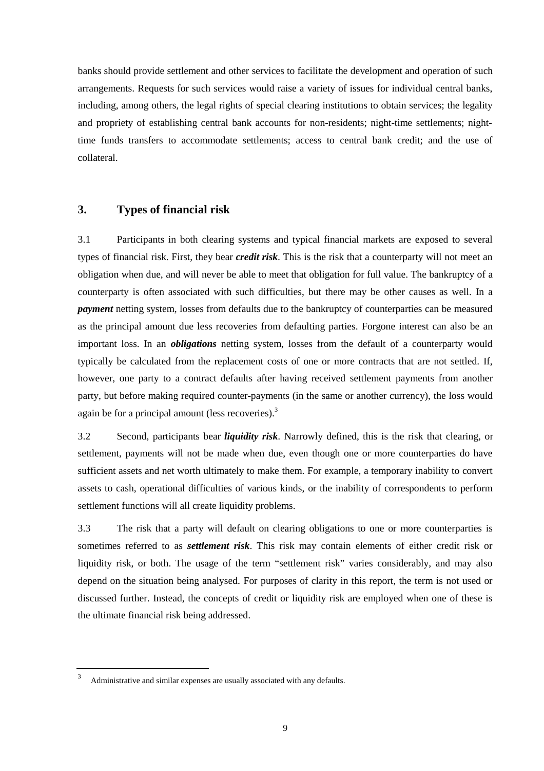banks should provide settlement and other services to facilitate the development and operation of such arrangements. Requests for such services would raise a variety of issues for individual central banks, including, among others, the legal rights of special clearing institutions to obtain services; the legality and propriety of establishing central bank accounts for non-residents; night-time settlements; night-time funds transfers to accommodate settlements; access to central bank credit; and the use of collateral.

## 3. Types of financial risk

3.1 Participants in both clearing systems and typical financial markets are exposed to several types of financial risk. First, they bear ***credit risk***. This is the risk that a counterparty will not meet an obligation when due, and will never be able to meet that obligation for full value. The bankruptcy of a counterparty is often associated with such difficulties, but there may be other causes as well. In a ***payment*** netting system, losses from defaults due to the bankruptcy of counterparties can be measured as the principal amount due less recoveries from defaulting parties. Forgone interest can also be an important loss. In an ***obligations*** netting system, losses from the default of a counterparty would typically be calculated from the replacement costs of one or more contracts that are not settled. If, however, one party to a contract defaults after having received settlement payments from another party, but before making required counter-payments (in the same or another currency), the loss would again be for a principal amount (less recoveries).[3]

3.2 Second, participants bear ***liquidity risk***. Narrowly defined, this is the risk that clearing, or settlement, payments will not be made when due, even though one or more counterparties do have sufficient assets and net worth ultimately to make them. For example, a temporary inability to convert assets to cash, operational difficulties of various kinds, or the inability of correspondents to perform settlement functions will all create liquidity problems.

3.3 The risk that a party will default on clearing obligations to one or more counterparties is sometimes referred to as ***settlement risk***. This risk may contain elements of either credit risk or liquidity risk, or both. The usage of the term "settlement risk" varies considerably, and may also depend on the situation being analysed. For purposes of clarity in this report, the term is not used or discussed further. Instead, the concepts of credit or liquidity risk are employed when one of these is the ultimate financial risk being addressed.

[3] Administrative and similar expenses are usually associated with any defaults.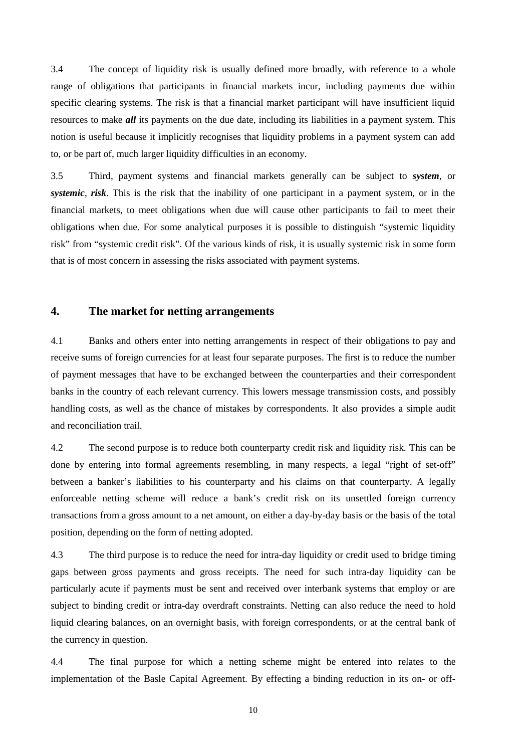3.4 The concept of liquidity risk is usually defined more broadly, with reference to a whole range of obligations that participants in financial markets incur, including payments due within specific clearing systems. The risk is that a financial market participant will have insufficient liquid resources to make ***all*** its payments on the due date, including its liabilities in a payment system. This notion is useful because it implicitly recognises that liquidity problems in a payment system can add to, or be part of, much larger liquidity difficulties in an economy.

3.5 Third, payment systems and financial markets generally can be subject to ***system***, or ***systemic***, ***risk***. This is the risk that the inability of one participant in a payment system, or in the financial markets, to meet obligations when due will cause other participants to fail to meet their obligations when due. For some analytical purposes it is possible to distinguish "systemic liquidity risk" from "systemic credit risk". Of the various kinds of risk, it is usually systemic risk in some form that is of most concern in assessing the risks associated with payment systems.

## 4. The market for netting arrangements

4.1 Banks and others enter into netting arrangements in respect of their obligations to pay and receive sums of foreign currencies for at least four separate purposes. The first is to reduce the number of payment messages that have to be exchanged between the counterparties and their correspondent banks in the country of each relevant currency. This lowers message transmission costs, and possibly handling costs, as well as the chance of mistakes by correspondents. It also provides a simple audit and reconciliation trail.

4.2 The second purpose is to reduce both counterparty credit risk and liquidity risk. This can be done by entering into formal agreements resembling, in many respects, a legal "right of set-off" between a banker's liabilities to his counterparty and his claims on that counterparty. A legally enforceable netting scheme will reduce a bank's credit risk on its unsettled foreign currency transactions from a gross amount to a net amount, on either a day-by-day basis or the basis of the total position, depending on the form of netting adopted.

4.3 The third purpose is to reduce the need for intra-day liquidity or credit used to bridge timing gaps between gross payments and gross receipts. The need for such intra-day liquidity can be particularly acute if payments must be sent and received over interbank systems that employ or are subject to binding credit or intra-day overdraft constraints. Netting can also reduce the need to hold liquid clearing balances, on an overnight basis, with foreign correspondents, or at the central bank of the currency in question.

4.4 The final purpose for which a netting scheme might be entered into relates to the implementation of the Basle Capital Agreement. By effecting a binding reduction in its on- or off-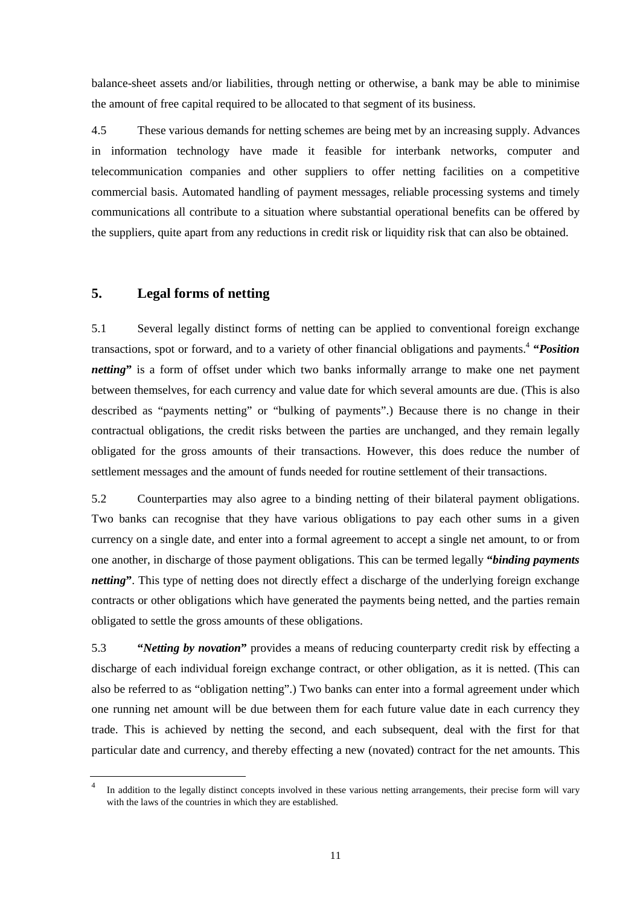balance-sheet assets and/or liabilities, through netting or otherwise, a bank may be able to minimise the amount of free capital required to be allocated to that segment of its business.

4.5 These various demands for netting schemes are being met by an increasing supply. Advances in information technology have made it feasible for interbank networks, computer and telecommunication companies and other suppliers to offer netting facilities on a competitive commercial basis. Automated handling of payment messages, reliable processing systems and timely communications all contribute to a situation where substantial operational benefits can be offered by the suppliers, quite apart from any reductions in credit risk or liquidity risk that can also be obtained.

## 5. Legal forms of netting

5.1 Several legally distinct forms of netting can be applied to conventional foreign exchange transactions, spot or forward, and to a variety of other financial obligations and payments.[4] **"*Position netting*"** is a form of offset under which two banks informally arrange to make one net payment between themselves, for each currency and value date for which several amounts are due. (This is also described as "payments netting" or "bulking of payments".) Because there is no change in their contractual obligations, the credit risks between the parties are unchanged, and they remain legally obligated for the gross amounts of their transactions. However, this does reduce the number of settlement messages and the amount of funds needed for routine settlement of their transactions.

5.2 Counterparties may also agree to a binding netting of their bilateral payment obligations. Two banks can recognise that they have various obligations to pay each other sums in a given currency on a single date, and enter into a formal agreement to accept a single net amount, to or from one another, in discharge of those payment obligations. This can be termed legally **"*binding payments netting*"**. This type of netting does not directly effect a discharge of the underlying foreign exchange contracts or other obligations which have generated the payments being netted, and the parties remain obligated to settle the gross amounts of these obligations.

5.3 **"*Netting by novation*"** provides a means of reducing counterparty credit risk by effecting a discharge of each individual foreign exchange contract, or other obligation, as it is netted. (This can also be referred to as "obligation netting".) Two banks can enter into a formal agreement under which one running net amount will be due between them for each future value date in each currency they trade. This is achieved by netting the second, and each subsequent, deal with the first for that particular date and currency, and thereby effecting a new (novated) contract for the net amounts. This

---

[4] In addition to the legally distinct concepts involved in these various netting arrangements, their precise form will vary with the laws of the countries in which they are established.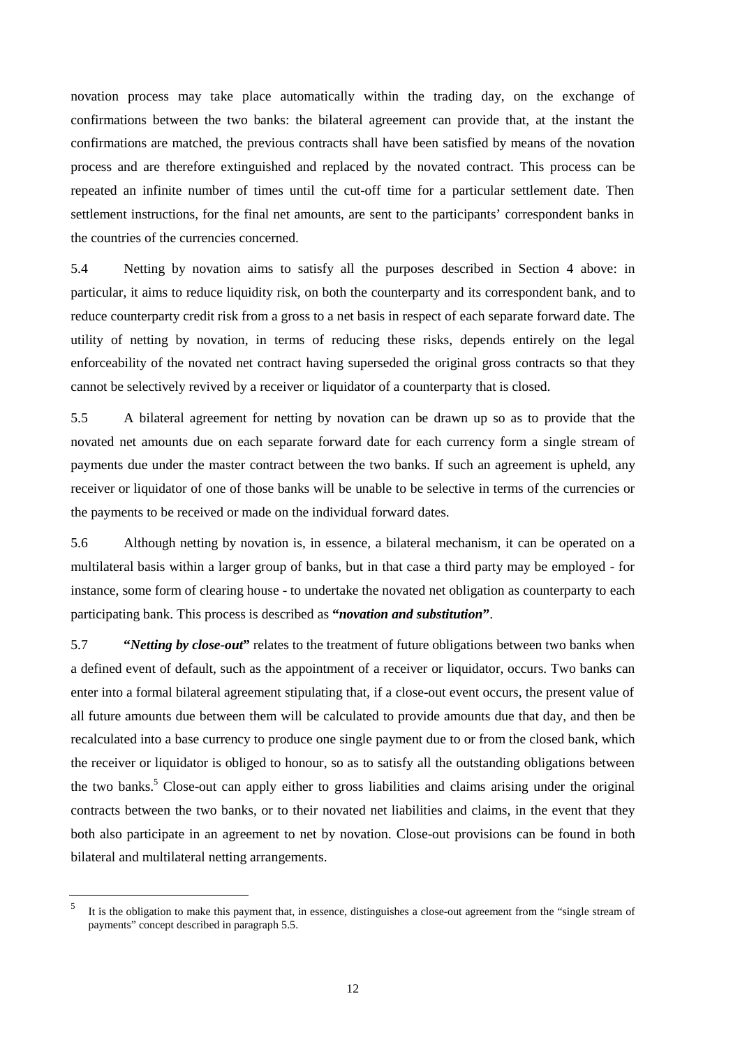novation process may take place automatically within the trading day, on the exchange of confirmations between the two banks: the bilateral agreement can provide that, at the instant the confirmations are matched, the previous contracts shall have been satisfied by means of the novation process and are therefore extinguished and replaced by the novated contract. This process can be repeated an infinite number of times until the cut-off time for a particular settlement date. Then settlement instructions, for the final net amounts, are sent to the participants' correspondent banks in the countries of the currencies concerned.

5.4 Netting by novation aims to satisfy all the purposes described in Section 4 above: in particular, it aims to reduce liquidity risk, on both the counterparty and its correspondent bank, and to reduce counterparty credit risk from a gross to a net basis in respect of each separate forward date. The utility of netting by novation, in terms of reducing these risks, depends entirely on the legal enforceability of the novated net contract having superseded the original gross contracts so that they cannot be selectively revived by a receiver or liquidator of a counterparty that is closed.

5.5 A bilateral agreement for netting by novation can be drawn up so as to provide that the novated net amounts due on each separate forward date for each currency form a single stream of payments due under the master contract between the two banks. If such an agreement is upheld, any receiver or liquidator of one of those banks will be unable to be selective in terms of the currencies or the payments to be received or made on the individual forward dates.

5.6 Although netting by novation is, in essence, a bilateral mechanism, it can be operated on a multilateral basis within a larger group of banks, but in that case a third party may be employed - for instance, some form of clearing house - to undertake the novated net obligation as counterparty to each participating bank. This process is described as **"*novation and substitution*"**.

5.7 **"*Netting by close-out*"** relates to the treatment of future obligations between two banks when a defined event of default, such as the appointment of a receiver or liquidator, occurs. Two banks can enter into a formal bilateral agreement stipulating that, if a close-out event occurs, the present value of all future amounts due between them will be calculated to provide amounts due that day, and then be recalculated into a base currency to produce one single payment due to or from the closed bank, which the receiver or liquidator is obliged to honour, so as to satisfy all the outstanding obligations between the two banks.[5] Close-out can apply either to gross liabilities and claims arising under the original contracts between the two banks, or to their novated net liabilities and claims, in the event that they both also participate in an agreement to net by novation. Close-out provisions can be found in both bilateral and multilateral netting arrangements.

[5] It is the obligation to make this payment that, in essence, distinguishes a close-out agreement from the "single stream of payments" concept described in paragraph 5.5.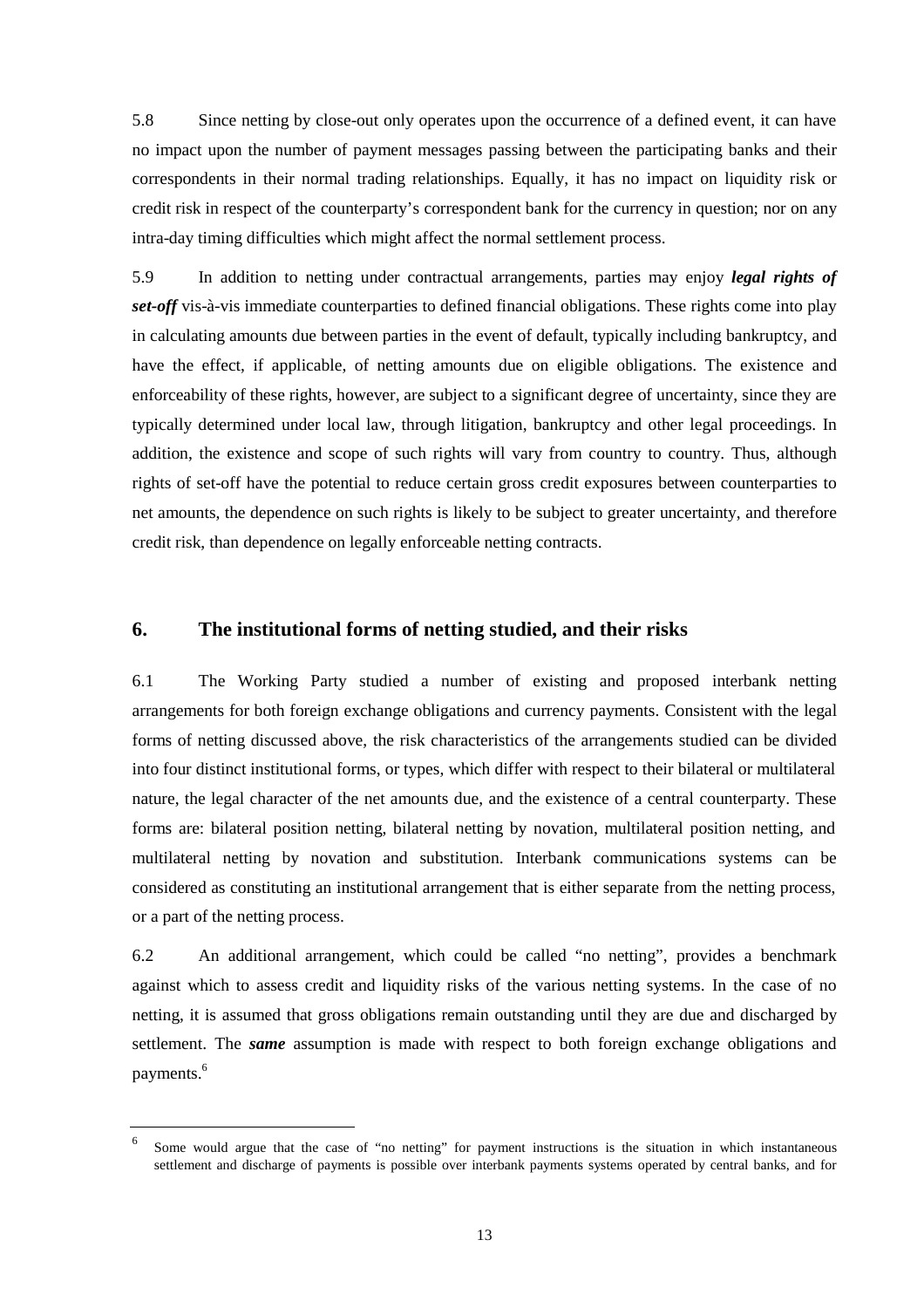5.8 Since netting by close-out only operates upon the occurrence of a defined event, it can have no impact upon the number of payment messages passing between the participating banks and their correspondents in their normal trading relationships. Equally, it has no impact on liquidity risk or credit risk in respect of the counterparty's correspondent bank for the currency in question; nor on any intra-day timing difficulties which might affect the normal settlement process.

5.9 In addition to netting under contractual arrangements, parties may enjoy ***legal rights of set-off*** vis-à-vis immediate counterparties to defined financial obligations. These rights come into play in calculating amounts due between parties in the event of default, typically including bankruptcy, and have the effect, if applicable, of netting amounts due on eligible obligations. The existence and enforceability of these rights, however, are subject to a significant degree of uncertainty, since they are typically determined under local law, through litigation, bankruptcy and other legal proceedings. In addition, the existence and scope of such rights will vary from country to country. Thus, although rights of set-off have the potential to reduce certain gross credit exposures between counterparties to net amounts, the dependence on such rights is likely to be subject to greater uncertainty, and therefore credit risk, than dependence on legally enforceable netting contracts.

## 6. The institutional forms of netting studied, and their risks

6.1 The Working Party studied a number of existing and proposed interbank netting arrangements for both foreign exchange obligations and currency payments. Consistent with the legal forms of netting discussed above, the risk characteristics of the arrangements studied can be divided into four distinct institutional forms, or types, which differ with respect to their bilateral or multilateral nature, the legal character of the net amounts due, and the existence of a central counterparty. These forms are: bilateral position netting, bilateral netting by novation, multilateral position netting, and multilateral netting by novation and substitution. Interbank communications systems can be considered as constituting an institutional arrangement that is either separate from the netting process, or a part of the netting process.

6.2 An additional arrangement, which could be called "no netting", provides a benchmark against which to assess credit and liquidity risks of the various netting systems. In the case of no netting, it is assumed that gross obligations remain outstanding until they are due and discharged by settlement. The ***same*** assumption is made with respect to both foreign exchange obligations and payments.[6]

[6] Some would argue that the case of "no netting" for payment instructions is the situation in which instantaneous settlement and discharge of payments is possible over interbank payments systems operated by central banks, and for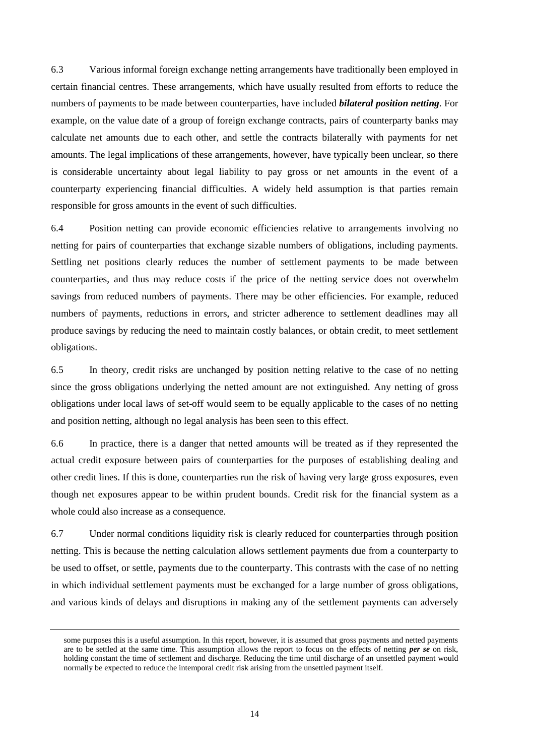6.3 Various informal foreign exchange netting arrangements have traditionally been employed in certain financial centres. These arrangements, which have usually resulted from efforts to reduce the numbers of payments to be made between counterparties, have included ***bilateral position netting***. For example, on the value date of a group of foreign exchange contracts, pairs of counterparty banks may calculate net amounts due to each other, and settle the contracts bilaterally with payments for net amounts. The legal implications of these arrangements, however, have typically been unclear, so there is considerable uncertainty about legal liability to pay gross or net amounts in the event of a counterparty experiencing financial difficulties. A widely held assumption is that parties remain responsible for gross amounts in the event of such difficulties.

6.4 Position netting can provide economic efficiencies relative to arrangements involving no netting for pairs of counterparties that exchange sizable numbers of obligations, including payments. Settling net positions clearly reduces the number of settlement payments to be made between counterparties, and thus may reduce costs if the price of the netting service does not overwhelm savings from reduced numbers of payments. There may be other efficiencies. For example, reduced numbers of payments, reductions in errors, and stricter adherence to settlement deadlines may all produce savings by reducing the need to maintain costly balances, or obtain credit, to meet settlement obligations.

6.5 In theory, credit risks are unchanged by position netting relative to the case of no netting since the gross obligations underlying the netted amount are not extinguished. Any netting of gross obligations under local laws of set-off would seem to be equally applicable to the cases of no netting and position netting, although no legal analysis has been seen to this effect.

6.6 In practice, there is a danger that netted amounts will be treated as if they represented the actual credit exposure between pairs of counterparties for the purposes of establishing dealing and other credit lines. If this is done, counterparties run the risk of having very large gross exposures, even though net exposures appear to be within prudent bounds. Credit risk for the financial system as a whole could also increase as a consequence.

6.7 Under normal conditions liquidity risk is clearly reduced for counterparties through position netting. This is because the netting calculation allows settlement payments due from a counterparty to be used to offset, or settle, payments due to the counterparty. This contrasts with the case of no netting in which individual settlement payments must be exchanged for a large number of gross obligations, and various kinds of delays and disruptions in making any of the settlement payments can adversely

---

some purposes this is a useful assumption. In this report, however, it is assumed that gross payments and netted payments are to be settled at the same time. This assumption allows the report to focus on the effects of netting ***per se*** on risk, holding constant the time of settlement and discharge. Reducing the time until discharge of an unsettled payment would normally be expected to reduce the intemporal credit risk arising from the unsettled payment itself.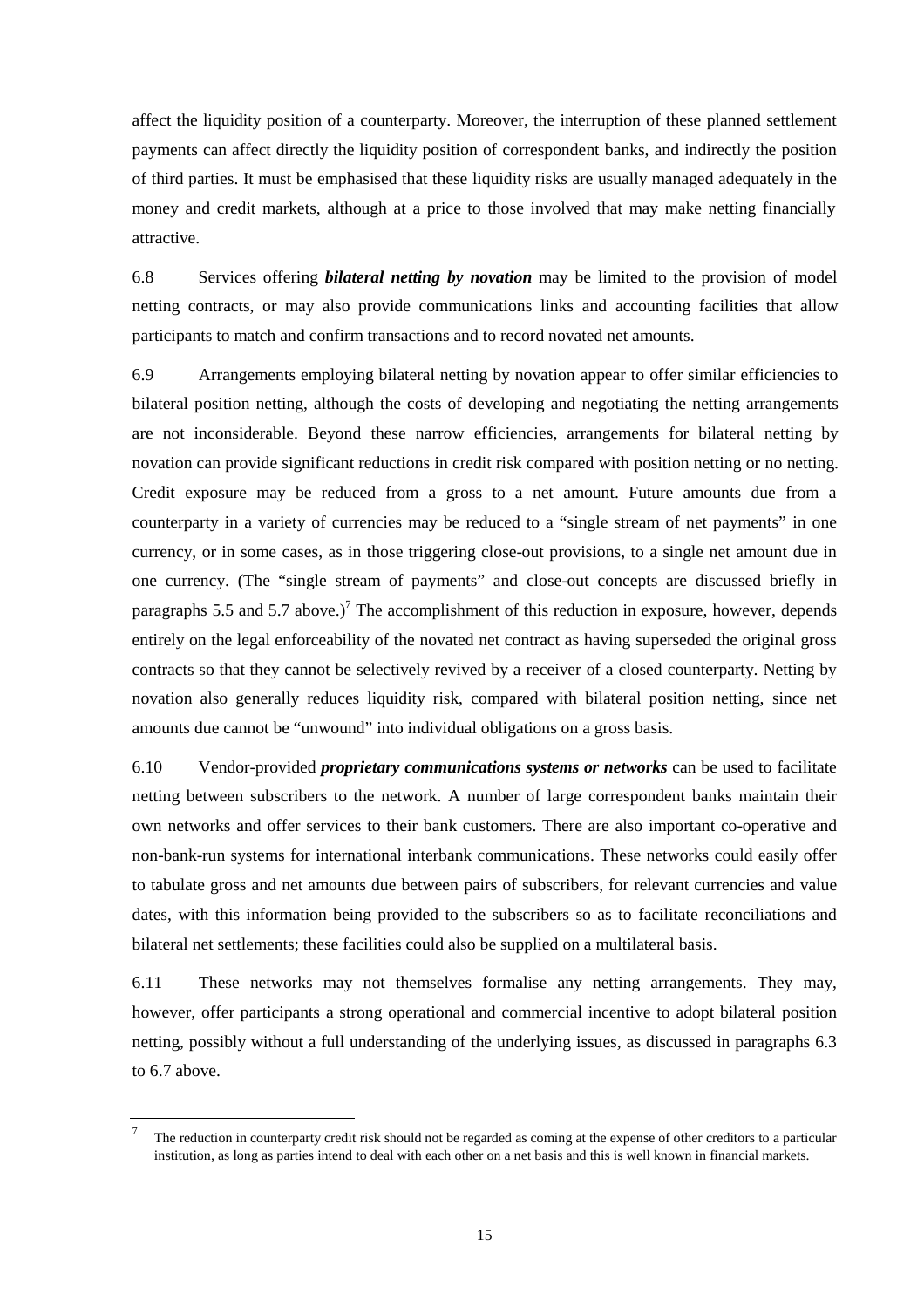affect the liquidity position of a counterparty. Moreover, the interruption of these planned settlement payments can affect directly the liquidity position of correspondent banks, and indirectly the position of third parties. It must be emphasised that these liquidity risks are usually managed adequately in the money and credit markets, although at a price to those involved that may make netting financially attractive.

6.8 Services offering ***bilateral netting by novation*** may be limited to the provision of model netting contracts, or may also provide communications links and accounting facilities that allow participants to match and confirm transactions and to record novated net amounts.

6.9 Arrangements employing bilateral netting by novation appear to offer similar efficiencies to bilateral position netting, although the costs of developing and negotiating the netting arrangements are not inconsiderable. Beyond these narrow efficiencies, arrangements for bilateral netting by novation can provide significant reductions in credit risk compared with position netting or no netting. Credit exposure may be reduced from a gross to a net amount. Future amounts due from a counterparty in a variety of currencies may be reduced to a "single stream of net payments" in one currency, or in some cases, as in those triggering close-out provisions, to a single net amount due in one currency. (The "single stream of payments" and close-out concepts are discussed briefly in paragraphs 5.5 and 5.7 above.)[7] The accomplishment of this reduction in exposure, however, depends entirely on the legal enforceability of the novated net contract as having superseded the original gross contracts so that they cannot be selectively revived by a receiver of a closed counterparty. Netting by novation also generally reduces liquidity risk, compared with bilateral position netting, since net amounts due cannot be "unwound" into individual obligations on a gross basis.

6.10 Vendor-provided ***proprietary communications systems or networks*** can be used to facilitate netting between subscribers to the network. A number of large correspondent banks maintain their own networks and offer services to their bank customers. There are also important co-operative and non-bank-run systems for international interbank communications. These networks could easily offer to tabulate gross and net amounts due between pairs of subscribers, for relevant currencies and value dates, with this information being provided to the subscribers so as to facilitate reconciliations and bilateral net settlements; these facilities could also be supplied on a multilateral basis.

6.11 These networks may not themselves formalise any netting arrangements. They may, however, offer participants a strong operational and commercial incentive to adopt bilateral position netting, possibly without a full understanding of the underlying issues, as discussed in paragraphs 6.3 to 6.7 above.

---

[7] The reduction in counterparty credit risk should not be regarded as coming at the expense of other creditors to a particular institution, as long as parties intend to deal with each other on a net basis and this is well known in financial markets.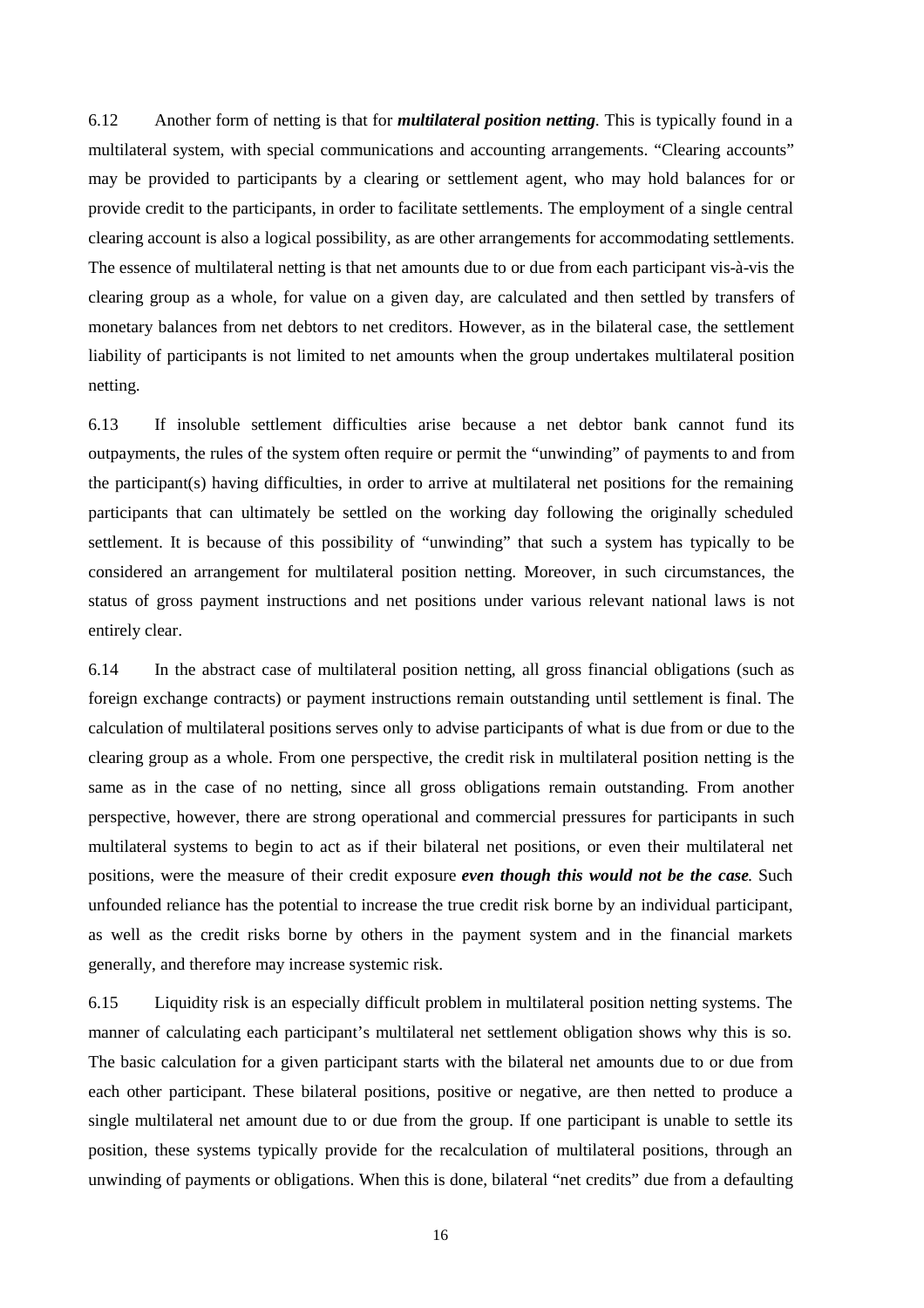6.12 Another form of netting is that for ***multilateral position netting***. This is typically found in a multilateral system, with special communications and accounting arrangements. "Clearing accounts" may be provided to participants by a clearing or settlement agent, who may hold balances for or provide credit to the participants, in order to facilitate settlements. The employment of a single central clearing account is also a logical possibility, as are other arrangements for accommodating settlements. The essence of multilateral netting is that net amounts due to or due from each participant vis-à-vis the clearing group as a whole, for value on a given day, are calculated and then settled by transfers of monetary balances from net debtors to net creditors. However, as in the bilateral case, the settlement liability of participants is not limited to net amounts when the group undertakes multilateral position netting.

6.13 If insoluble settlement difficulties arise because a net debtor bank cannot fund its outpayments, the rules of the system often require or permit the "unwinding" of payments to and from the participant(s) having difficulties, in order to arrive at multilateral net positions for the remaining participants that can ultimately be settled on the working day following the originally scheduled settlement. It is because of this possibility of "unwinding" that such a system has typically to be considered an arrangement for multilateral position netting. Moreover, in such circumstances, the status of gross payment instructions and net positions under various relevant national laws is not entirely clear.

6.14 In the abstract case of multilateral position netting, all gross financial obligations (such as foreign exchange contracts) or payment instructions remain outstanding until settlement is final. The calculation of multilateral positions serves only to advise participants of what is due from or due to the clearing group as a whole. From one perspective, the credit risk in multilateral position netting is the same as in the case of no netting, since all gross obligations remain outstanding. From another perspective, however, there are strong operational and commercial pressures for participants in such multilateral systems to begin to act as if their bilateral net positions, or even their multilateral net positions, were the measure of their credit exposure ***even though this would not be the case***. Such unfounded reliance has the potential to increase the true credit risk borne by an individual participant, as well as the credit risks borne by others in the payment system and in the financial markets generally, and therefore may increase systemic risk.

6.15 Liquidity risk is an especially difficult problem in multilateral position netting systems. The manner of calculating each participant's multilateral net settlement obligation shows why this is so. The basic calculation for a given participant starts with the bilateral net amounts due to or due from each other participant. These bilateral positions, positive or negative, are then netted to produce a single multilateral net amount due to or due from the group. If one participant is unable to settle its position, these systems typically provide for the recalculation of multilateral positions, through an unwinding of payments or obligations. When this is done, bilateral "net credits" due from a defaulting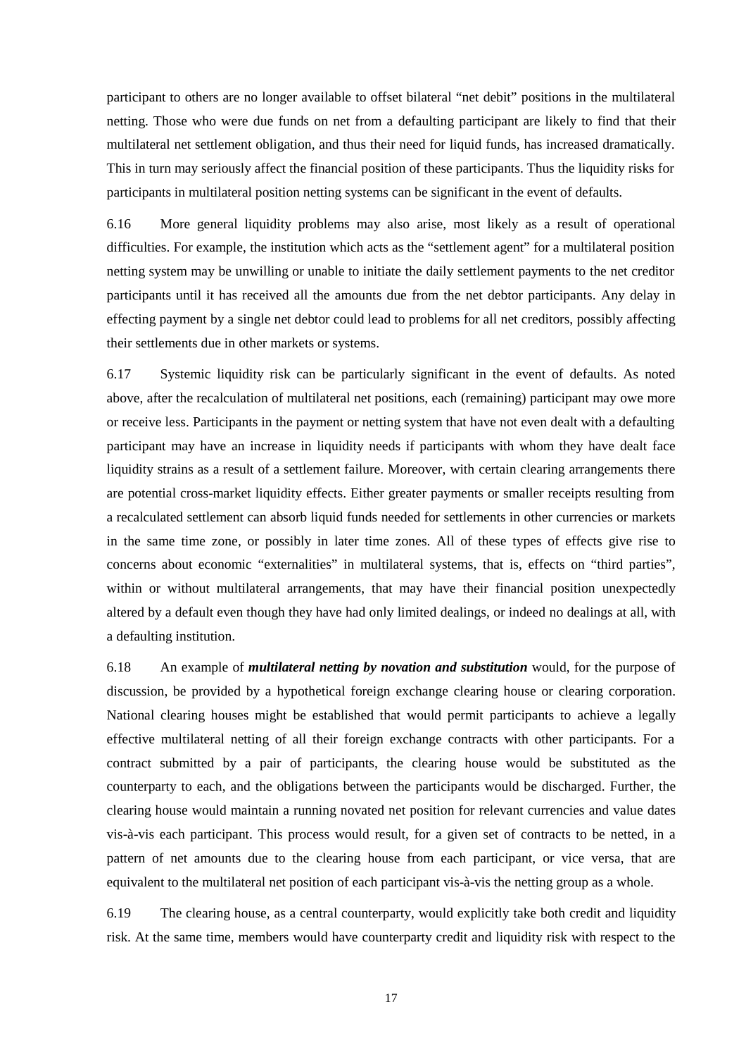participant to others are no longer available to offset bilateral "net debit" positions in the multilateral netting. Those who were due funds on net from a defaulting participant are likely to find that their multilateral net settlement obligation, and thus their need for liquid funds, has increased dramatically. This in turn may seriously affect the financial position of these participants. Thus the liquidity risks for participants in multilateral position netting systems can be significant in the event of defaults.

6.16 More general liquidity problems may also arise, most likely as a result of operational difficulties. For example, the institution which acts as the "settlement agent" for a multilateral position netting system may be unwilling or unable to initiate the daily settlement payments to the net creditor participants until it has received all the amounts due from the net debtor participants. Any delay in effecting payment by a single net debtor could lead to problems for all net creditors, possibly affecting their settlements due in other markets or systems.

6.17 Systemic liquidity risk can be particularly significant in the event of defaults. As noted above, after the recalculation of multilateral net positions, each (remaining) participant may owe more or receive less. Participants in the payment or netting system that have not even dealt with a defaulting participant may have an increase in liquidity needs if participants with whom they have dealt face liquidity strains as a result of a settlement failure. Moreover, with certain clearing arrangements there are potential cross-market liquidity effects. Either greater payments or smaller receipts resulting from a recalculated settlement can absorb liquid funds needed for settlements in other currencies or markets in the same time zone, or possibly in later time zones. All of these types of effects give rise to concerns about economic "externalities" in multilateral systems, that is, effects on "third parties", within or without multilateral arrangements, that may have their financial position unexpectedly altered by a default even though they have had only limited dealings, or indeed no dealings at all, with a defaulting institution.

6.18 An example of ***multilateral netting by novation and substitution*** would, for the purpose of discussion, be provided by a hypothetical foreign exchange clearing house or clearing corporation. National clearing houses might be established that would permit participants to achieve a legally effective multilateral netting of all their foreign exchange contracts with other participants. For a contract submitted by a pair of participants, the clearing house would be substituted as the counterparty to each, and the obligations between the participants would be discharged. Further, the clearing house would maintain a running novated net position for relevant currencies and value dates vis-à-vis each participant. This process would result, for a given set of contracts to be netted, in a pattern of net amounts due to the clearing house from each participant, or vice versa, that are equivalent to the multilateral net position of each participant vis-à-vis the netting group as a whole.

6.19 The clearing house, as a central counterparty, would explicitly take both credit and liquidity risk. At the same time, members would have counterparty credit and liquidity risk with respect to the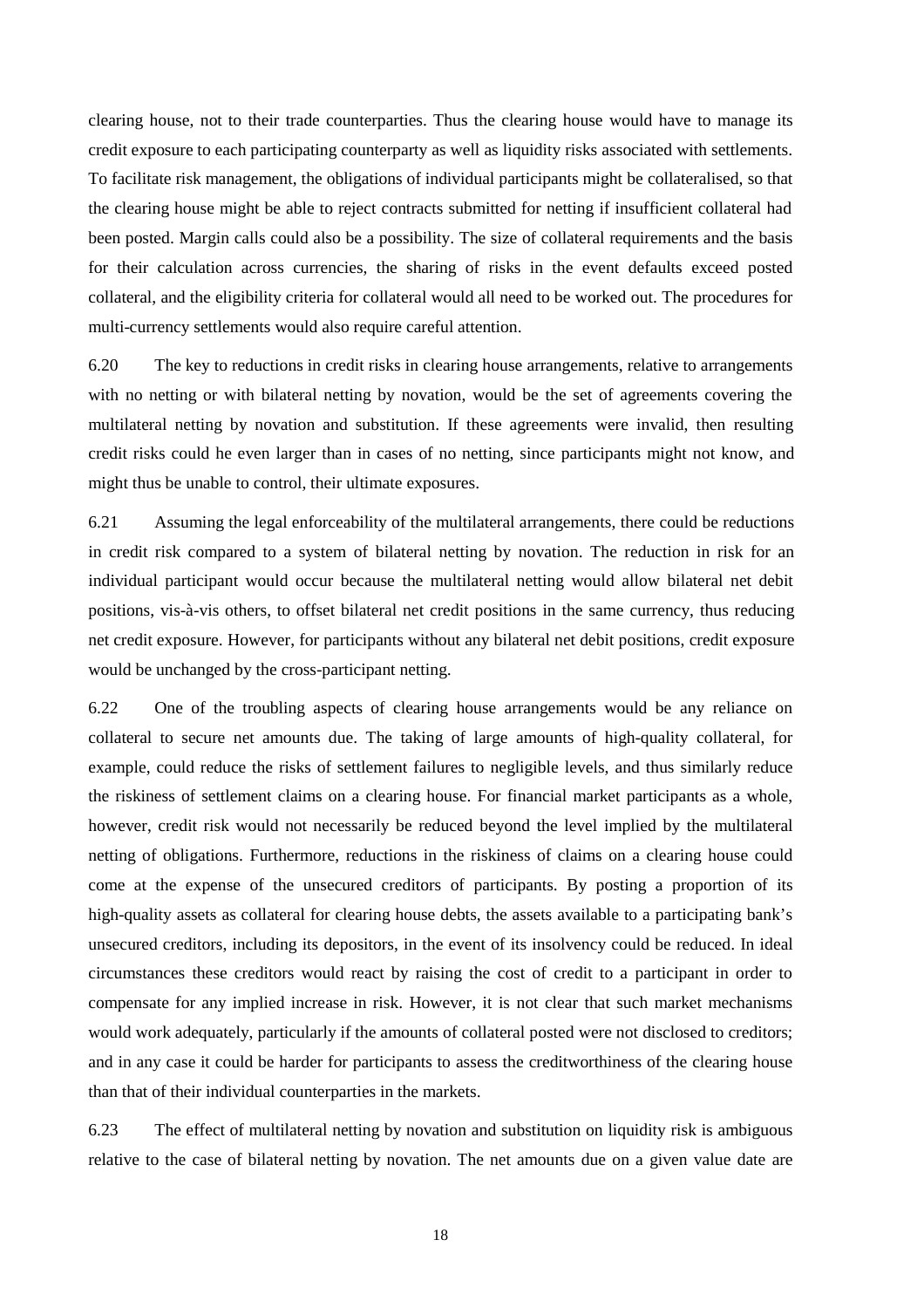clearing house, not to their trade counterparties. Thus the clearing house would have to manage its credit exposure to each participating counterparty as well as liquidity risks associated with settlements. To facilitate risk management, the obligations of individual participants might be collateralised, so that the clearing house might be able to reject contracts submitted for netting if insufficient collateral had been posted. Margin calls could also be a possibility. The size of collateral requirements and the basis for their calculation across currencies, the sharing of risks in the event defaults exceed posted collateral, and the eligibility criteria for collateral would all need to be worked out. The procedures for multi-currency settlements would also require careful attention.

6.20 The key to reductions in credit risks in clearing house arrangements, relative to arrangements with no netting or with bilateral netting by novation, would be the set of agreements covering the multilateral netting by novation and substitution. If these agreements were invalid, then resulting credit risks could he even larger than in cases of no netting, since participants might not know, and might thus be unable to control, their ultimate exposures.

6.21 Assuming the legal enforceability of the multilateral arrangements, there could be reductions in credit risk compared to a system of bilateral netting by novation. The reduction in risk for an individual participant would occur because the multilateral netting would allow bilateral net debit positions, vis-à-vis others, to offset bilateral net credit positions in the same currency, thus reducing net credit exposure. However, for participants without any bilateral net debit positions, credit exposure would be unchanged by the cross-participant netting.

6.22 One of the troubling aspects of clearing house arrangements would be any reliance on collateral to secure net amounts due. The taking of large amounts of high-quality collateral, for example, could reduce the risks of settlement failures to negligible levels, and thus similarly reduce the riskiness of settlement claims on a clearing house. For financial market participants as a whole, however, credit risk would not necessarily be reduced beyond the level implied by the multilateral netting of obligations. Furthermore, reductions in the riskiness of claims on a clearing house could come at the expense of the unsecured creditors of participants. By posting a proportion of its high-quality assets as collateral for clearing house debts, the assets available to a participating bank's unsecured creditors, including its depositors, in the event of its insolvency could be reduced. In ideal circumstances these creditors would react by raising the cost of credit to a participant in order to compensate for any implied increase in risk. However, it is not clear that such market mechanisms would work adequately, particularly if the amounts of collateral posted were not disclosed to creditors; and in any case it could be harder for participants to assess the creditworthiness of the clearing house than that of their individual counterparties in the markets.

6.23 The effect of multilateral netting by novation and substitution on liquidity risk is ambiguous relative to the case of bilateral netting by novation. The net amounts due on a given value date are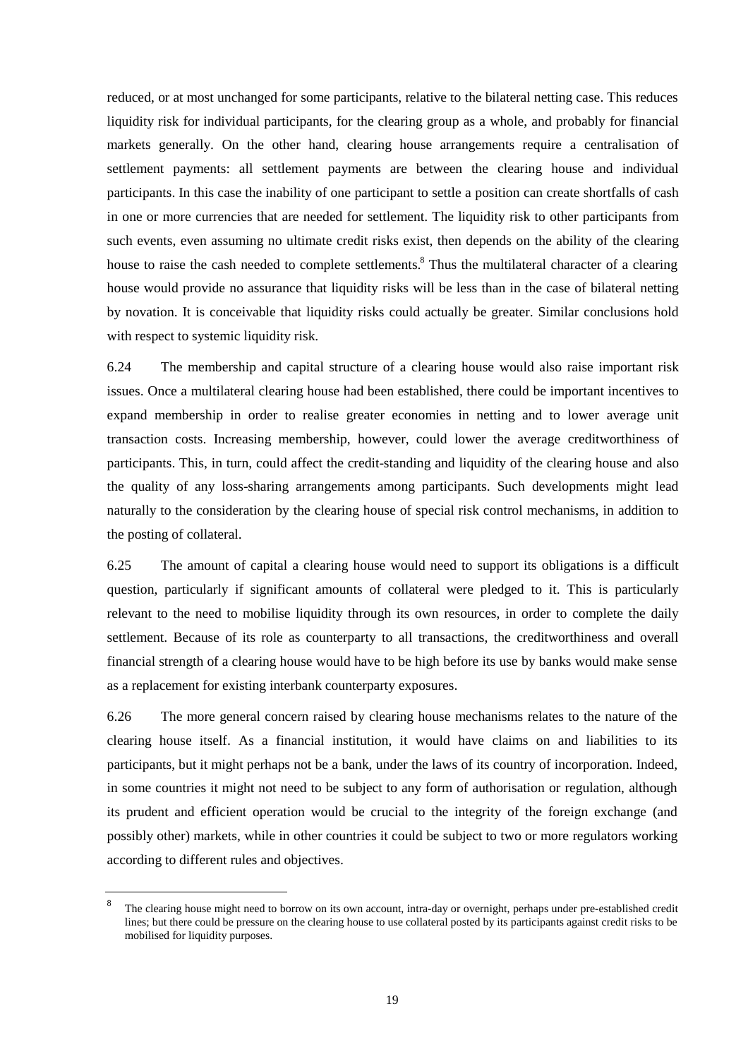reduced, or at most unchanged for some participants, relative to the bilateral netting case. This reduces liquidity risk for individual participants, for the clearing group as a whole, and probably for financial markets generally. On the other hand, clearing house arrangements require a centralisation of settlement payments: all settlement payments are between the clearing house and individual participants. In this case the inability of one participant to settle a position can create shortfalls of cash in one or more currencies that are needed for settlement. The liquidity risk to other participants from such events, even assuming no ultimate credit risks exist, then depends on the ability of the clearing house to raise the cash needed to complete settlements.[8] Thus the multilateral character of a clearing house would provide no assurance that liquidity risks will be less than in the case of bilateral netting by novation. It is conceivable that liquidity risks could actually be greater. Similar conclusions hold with respect to systemic liquidity risk.

6.24 The membership and capital structure of a clearing house would also raise important risk issues. Once a multilateral clearing house had been established, there could be important incentives to expand membership in order to realise greater economies in netting and to lower average unit transaction costs. Increasing membership, however, could lower the average creditworthiness of participants. This, in turn, could affect the credit-standing and liquidity of the clearing house and also the quality of any loss-sharing arrangements among participants. Such developments might lead naturally to the consideration by the clearing house of special risk control mechanisms, in addition to the posting of collateral.

6.25 The amount of capital a clearing house would need to support its obligations is a difficult question, particularly if significant amounts of collateral were pledged to it. This is particularly relevant to the need to mobilise liquidity through its own resources, in order to complete the daily settlement. Because of its role as counterparty to all transactions, the creditworthiness and overall financial strength of a clearing house would have to be high before its use by banks would make sense as a replacement for existing interbank counterparty exposures.

6.26 The more general concern raised by clearing house mechanisms relates to the nature of the clearing house itself. As a financial institution, it would have claims on and liabilities to its participants, but it might perhaps not be a bank, under the laws of its country of incorporation. Indeed, in some countries it might not need to be subject to any form of authorisation or regulation, although its prudent and efficient operation would be crucial to the integrity of the foreign exchange (and possibly other) markets, while in other countries it could be subject to two or more regulators working according to different rules and objectives.

---

[8] The clearing house might need to borrow on its own account, intra-day or overnight, perhaps under pre-established credit lines; but there could be pressure on the clearing house to use collateral posted by its participants against credit risks to be mobilised for liquidity purposes.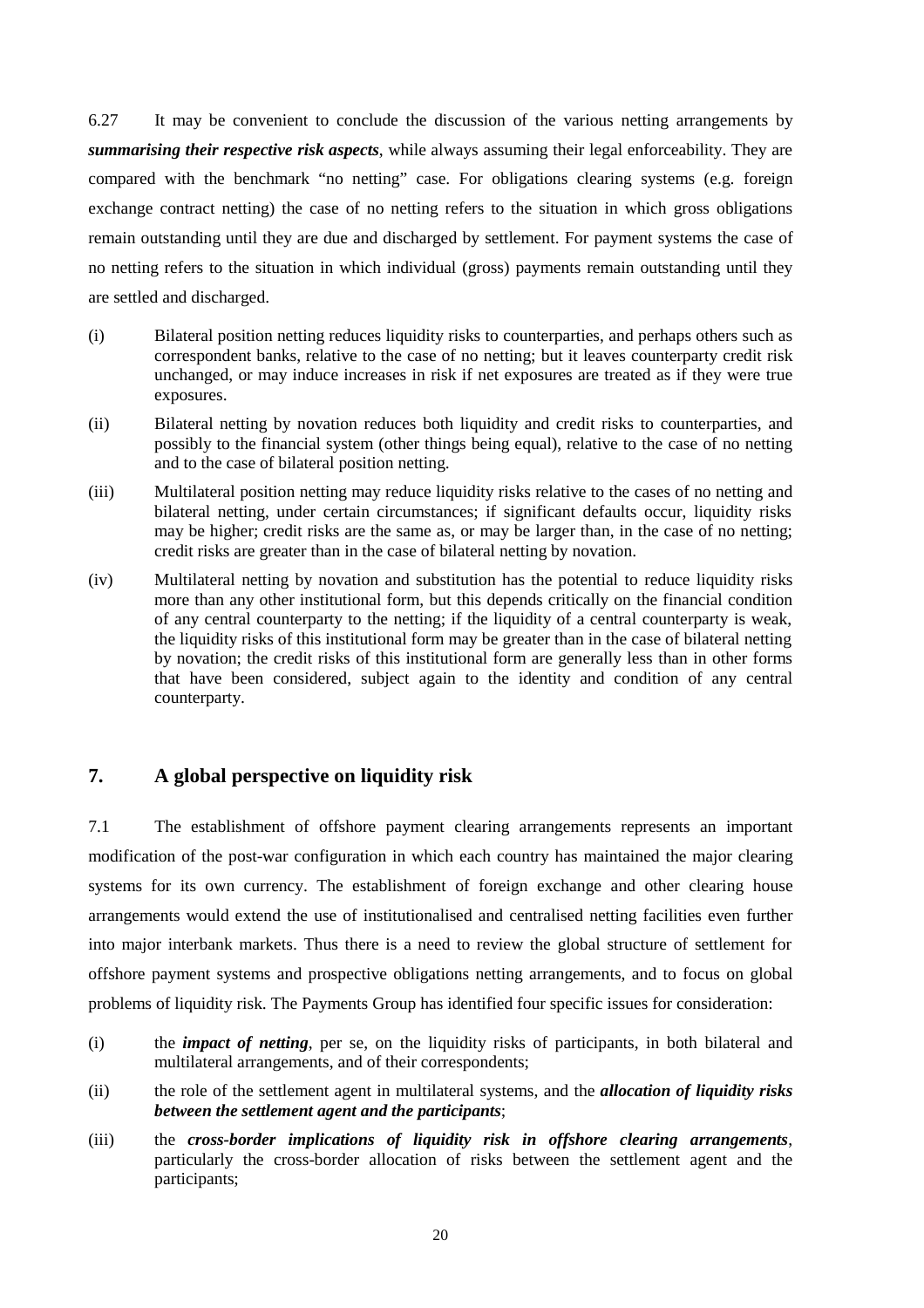6.27 It may be convenient to conclude the discussion of the various netting arrangements by ***summarising their respective risk aspects***, while always assuming their legal enforceability. They are compared with the benchmark "no netting" case. For obligations clearing systems (e.g. foreign exchange contract netting) the case of no netting refers to the situation in which gross obligations remain outstanding until they are due and discharged by settlement. For payment systems the case of no netting refers to the situation in which individual (gross) payments remain outstanding until they are settled and discharged.

(i) Bilateral position netting reduces liquidity risks to counterparties, and perhaps others such as correspondent banks, relative to the case of no netting; but it leaves counterparty credit risk unchanged, or may induce increases in risk if net exposures are treated as if they were true exposures.

(ii) Bilateral netting by novation reduces both liquidity and credit risks to counterparties, and possibly to the financial system (other things being equal), relative to the case of no netting and to the case of bilateral position netting.

(iii) Multilateral position netting may reduce liquidity risks relative to the cases of no netting and bilateral netting, under certain circumstances; if significant defaults occur, liquidity risks may be higher; credit risks are the same as, or may be larger than, in the case of no netting; credit risks are greater than in the case of bilateral netting by novation.

(iv) Multilateral netting by novation and substitution has the potential to reduce liquidity risks more than any other institutional form, but this depends critically on the financial condition of any central counterparty to the netting; if the liquidity of a central counterparty is weak, the liquidity risks of this institutional form may be greater than in the case of bilateral netting by novation; the credit risks of this institutional form are generally less than in other forms that have been considered, subject again to the identity and condition of any central counterparty.

## 7. A global perspective on liquidity risk

7.1 The establishment of offshore payment clearing arrangements represents an important modification of the post-war configuration in which each country has maintained the major clearing systems for its own currency. The establishment of foreign exchange and other clearing house arrangements would extend the use of institutionalised and centralised netting facilities even further into major interbank markets. Thus there is a need to review the global structure of settlement for offshore payment systems and prospective obligations netting arrangements, and to focus on global problems of liquidity risk. The Payments Group has identified four specific issues for consideration:

(i) the ***impact of netting***, per se, on the liquidity risks of participants, in both bilateral and multilateral arrangements, and of their correspondents;

(ii) the role of the settlement agent in multilateral systems, and the ***allocation of liquidity risks between the settlement agent and the participants***;

(iii) the ***cross-border implications of liquidity risk in offshore clearing arrangements***, particularly the cross-border allocation of risks between the settlement agent and the participants;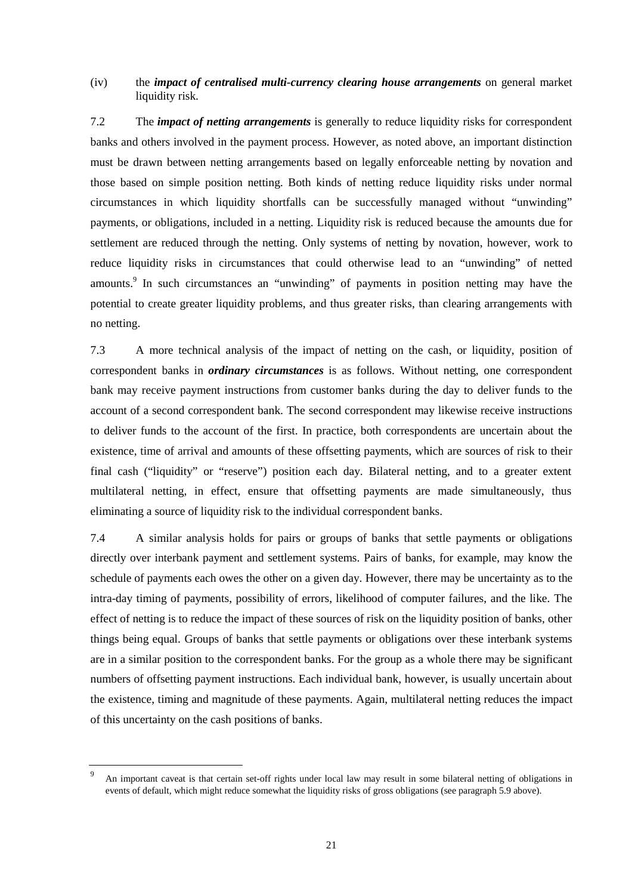(iv) the ***impact of centralised multi-currency clearing house arrangements*** on general market liquidity risk.

7.2 The ***impact of netting arrangements*** is generally to reduce liquidity risks for correspondent banks and others involved in the payment process. However, as noted above, an important distinction must be drawn between netting arrangements based on legally enforceable netting by novation and those based on simple position netting. Both kinds of netting reduce liquidity risks under normal circumstances in which liquidity shortfalls can be successfully managed without "unwinding" payments, or obligations, included in a netting. Liquidity risk is reduced because the amounts due for settlement are reduced through the netting. Only systems of netting by novation, however, work to reduce liquidity risks in circumstances that could otherwise lead to an "unwinding" of netted amounts.[9] In such circumstances an "unwinding" of payments in position netting may have the potential to create greater liquidity problems, and thus greater risks, than clearing arrangements with no netting.

7.3 A more technical analysis of the impact of netting on the cash, or liquidity, position of correspondent banks in ***ordinary circumstances*** is as follows. Without netting, one correspondent bank may receive payment instructions from customer banks during the day to deliver funds to the account of a second correspondent bank. The second correspondent may likewise receive instructions to deliver funds to the account of the first. In practice, both correspondents are uncertain about the existence, time of arrival and amounts of these offsetting payments, which are sources of risk to their final cash ("liquidity" or "reserve") position each day. Bilateral netting, and to a greater extent multilateral netting, in effect, ensure that offsetting payments are made simultaneously, thus eliminating a source of liquidity risk to the individual correspondent banks.

7.4 A similar analysis holds for pairs or groups of banks that settle payments or obligations directly over interbank payment and settlement systems. Pairs of banks, for example, may know the schedule of payments each owes the other on a given day. However, there may be uncertainty as to the intra-day timing of payments, possibility of errors, likelihood of computer failures, and the like. The effect of netting is to reduce the impact of these sources of risk on the liquidity position of banks, other things being equal. Groups of banks that settle payments or obligations over these interbank systems are in a similar position to the correspondent banks. For the group as a whole there may be significant numbers of offsetting payment instructions. Each individual bank, however, is usually uncertain about the existence, timing and magnitude of these payments. Again, multilateral netting reduces the impact of this uncertainty on the cash positions of banks.

---

[9] An important caveat is that certain set-off rights under local law may result in some bilateral netting of obligations in events of default, which might reduce somewhat the liquidity risks of gross obligations (see paragraph 5.9 above).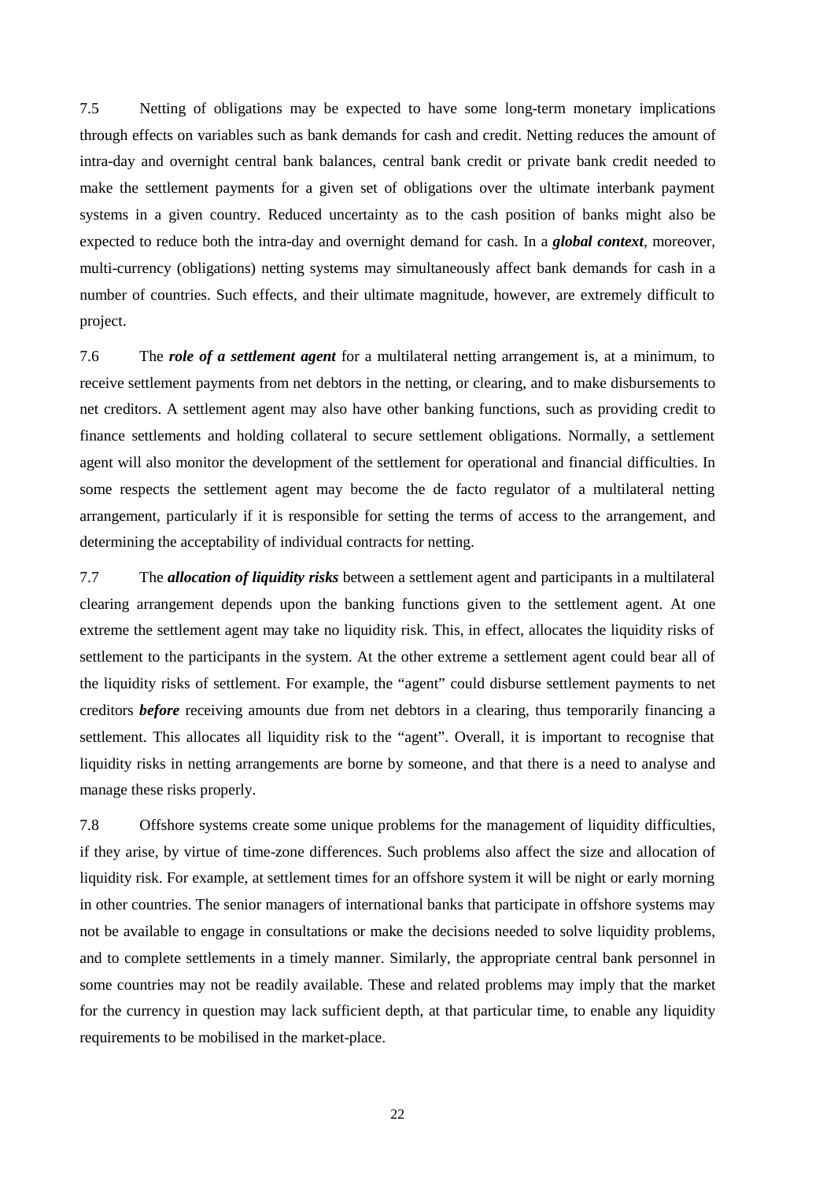7.5 Netting of obligations may be expected to have some long-term monetary implications through effects on variables such as bank demands for cash and credit. Netting reduces the amount of intra-day and overnight central bank balances, central bank credit or private bank credit needed to make the settlement payments for a given set of obligations over the ultimate interbank payment systems in a given country. Reduced uncertainty as to the cash position of banks might also be expected to reduce both the intra-day and overnight demand for cash. In a ***global context***, moreover, multi-currency (obligations) netting systems may simultaneously affect bank demands for cash in a number of countries. Such effects, and their ultimate magnitude, however, are extremely difficult to project.

7.6 The ***role of a settlement agent*** for a multilateral netting arrangement is, at a minimum, to receive settlement payments from net debtors in the netting, or clearing, and to make disbursements to net creditors. A settlement agent may also have other banking functions, such as providing credit to finance settlements and holding collateral to secure settlement obligations. Normally, a settlement agent will also monitor the development of the settlement for operational and financial difficulties. In some respects the settlement agent may become the de facto regulator of a multilateral netting arrangement, particularly if it is responsible for setting the terms of access to the arrangement, and determining the acceptability of individual contracts for netting.

7.7 The ***allocation of liquidity risks*** between a settlement agent and participants in a multilateral clearing arrangement depends upon the banking functions given to the settlement agent. At one extreme the settlement agent may take no liquidity risk. This, in effect, allocates the liquidity risks of settlement to the participants in the system. At the other extreme a settlement agent could bear all of the liquidity risks of settlement. For example, the "agent" could disburse settlement payments to net creditors ***before*** receiving amounts due from net debtors in a clearing, thus temporarily financing a settlement. This allocates all liquidity risk to the "agent". Overall, it is important to recognise that liquidity risks in netting arrangements are borne by someone, and that there is a need to analyse and manage these risks properly.

7.8 Offshore systems create some unique problems for the management of liquidity difficulties, if they arise, by virtue of time-zone differences. Such problems also affect the size and allocation of liquidity risk. For example, at settlement times for an offshore system it will be night or early morning in other countries. The senior managers of international banks that participate in offshore systems may not be available to engage in consultations or make the decisions needed to solve liquidity problems, and to complete settlements in a timely manner. Similarly, the appropriate central bank personnel in some countries may not be readily available. These and related problems may imply that the market for the currency in question may lack sufficient depth, at that particular time, to enable any liquidity requirements to be mobilised in the market-place.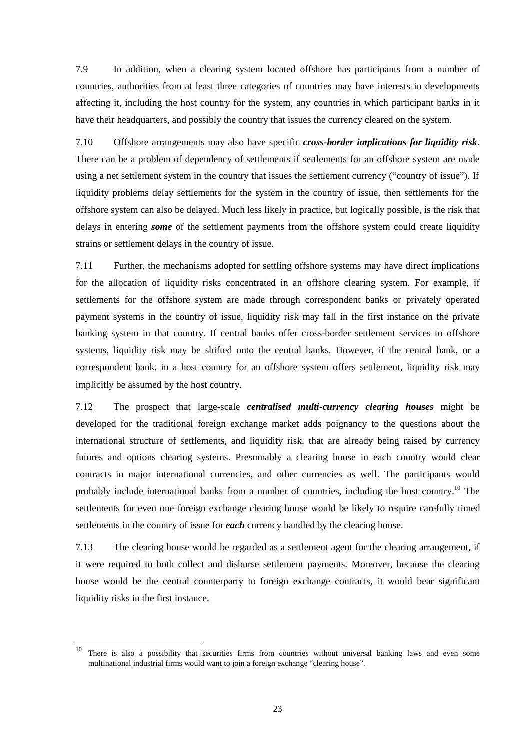7.9 In addition, when a clearing system located offshore has participants from a number of countries, authorities from at least three categories of countries may have interests in developments affecting it, including the host country for the system, any countries in which participant banks in it have their headquarters, and possibly the country that issues the currency cleared on the system.

7.10 Offshore arrangements may also have specific ***cross-border implications for liquidity risk***. There can be a problem of dependency of settlements if settlements for an offshore system are made using a net settlement system in the country that issues the settlement currency ("country of issue"). If liquidity problems delay settlements for the system in the country of issue, then settlements for the offshore system can also be delayed. Much less likely in practice, but logically possible, is the risk that delays in entering ***some*** of the settlement payments from the offshore system could create liquidity strains or settlement delays in the country of issue.

7.11 Further, the mechanisms adopted for settling offshore systems may have direct implications for the allocation of liquidity risks concentrated in an offshore clearing system. For example, if settlements for the offshore system are made through correspondent banks or privately operated payment systems in the country of issue, liquidity risk may fall in the first instance on the private banking system in that country. If central banks offer cross-border settlement services to offshore systems, liquidity risk may be shifted onto the central banks. However, if the central bank, or a correspondent bank, in a host country for an offshore system offers settlement, liquidity risk may implicitly be assumed by the host country.

7.12 The prospect that large-scale ***centralised multi-currency clearing houses*** might be developed for the traditional foreign exchange market adds poignancy to the questions about the international structure of settlements, and liquidity risk, that are already being raised by currency futures and options clearing systems. Presumably a clearing house in each country would clear contracts in major international currencies, and other currencies as well. The participants would probably include international banks from a number of countries, including the host country.[10] The settlements for even one foreign exchange clearing house would be likely to require carefully timed settlements in the country of issue for ***each*** currency handled by the clearing house.

7.13 The clearing house would be regarded as a settlement agent for the clearing arrangement, if it were required to both collect and disburse settlement payments. Moreover, because the clearing house would be the central counterparty to foreign exchange contracts, it would bear significant liquidity risks in the first instance.

---

[10] There is also a possibility that securities firms from countries without universal banking laws and even some multinational industrial firms would want to join a foreign exchange "clearing house".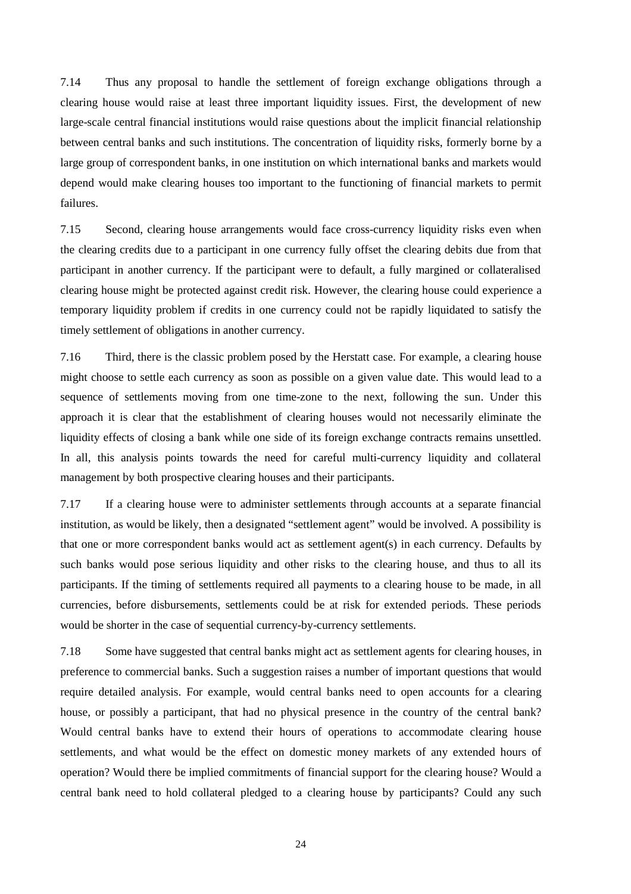7.14 Thus any proposal to handle the settlement of foreign exchange obligations through a clearing house would raise at least three important liquidity issues. First, the development of new large-scale central financial institutions would raise questions about the implicit financial relationship between central banks and such institutions. The concentration of liquidity risks, formerly borne by a large group of correspondent banks, in one institution on which international banks and markets would depend would make clearing houses too important to the functioning of financial markets to permit failures.

7.15 Second, clearing house arrangements would face cross-currency liquidity risks even when the clearing credits due to a participant in one currency fully offset the clearing debits due from that participant in another currency. If the participant were to default, a fully margined or collateralised clearing house might be protected against credit risk. However, the clearing house could experience a temporary liquidity problem if credits in one currency could not be rapidly liquidated to satisfy the timely settlement of obligations in another currency.

7.16 Third, there is the classic problem posed by the Herstatt case. For example, a clearing house might choose to settle each currency as soon as possible on a given value date. This would lead to a sequence of settlements moving from one time-zone to the next, following the sun. Under this approach it is clear that the establishment of clearing houses would not necessarily eliminate the liquidity effects of closing a bank while one side of its foreign exchange contracts remains unsettled. In all, this analysis points towards the need for careful multi-currency liquidity and collateral management by both prospective clearing houses and their participants.

7.17 If a clearing house were to administer settlements through accounts at a separate financial institution, as would be likely, then a designated "settlement agent" would be involved. A possibility is that one or more correspondent banks would act as settlement agent(s) in each currency. Defaults by such banks would pose serious liquidity and other risks to the clearing house, and thus to all its participants. If the timing of settlements required all payments to a clearing house to be made, in all currencies, before disbursements, settlements could be at risk for extended periods. These periods would be shorter in the case of sequential currency-by-currency settlements.

7.18 Some have suggested that central banks might act as settlement agents for clearing houses, in preference to commercial banks. Such a suggestion raises a number of important questions that would require detailed analysis. For example, would central banks need to open accounts for a clearing house, or possibly a participant, that had no physical presence in the country of the central bank? Would central banks have to extend their hours of operations to accommodate clearing house settlements, and what would be the effect on domestic money markets of any extended hours of operation? Would there be implied commitments of financial support for the clearing house? Would a central bank need to hold collateral pledged to a clearing house by participants? Could any such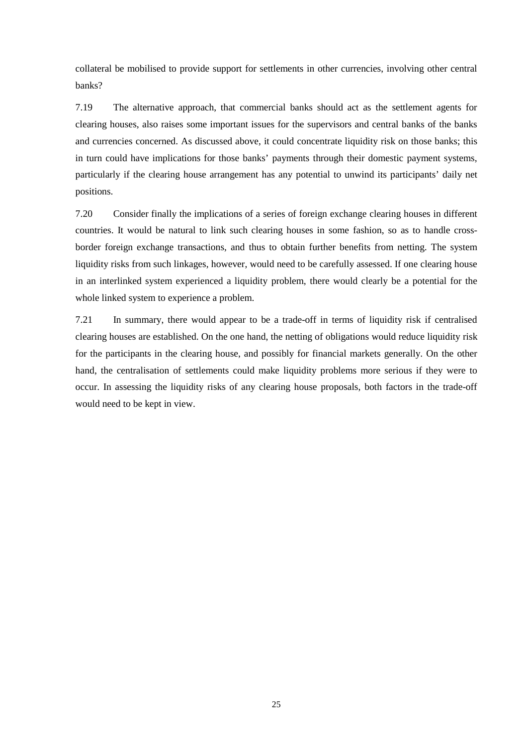collateral be mobilised to provide support for settlements in other currencies, involving other central banks?

7.19 The alternative approach, that commercial banks should act as the settlement agents for clearing houses, also raises some important issues for the supervisors and central banks of the banks and currencies concerned. As discussed above, it could concentrate liquidity risk on those banks; this in turn could have implications for those banks' payments through their domestic payment systems, particularly if the clearing house arrangement has any potential to unwind its participants' daily net positions.

7.20 Consider finally the implications of a series of foreign exchange clearing houses in different countries. It would be natural to link such clearing houses in some fashion, so as to handle cross-border foreign exchange transactions, and thus to obtain further benefits from netting. The system liquidity risks from such linkages, however, would need to be carefully assessed. If one clearing house in an interlinked system experienced a liquidity problem, there would clearly be a potential for the whole linked system to experience a problem.

7.21 In summary, there would appear to be a trade-off in terms of liquidity risk if centralised clearing houses are established. On the one hand, the netting of obligations would reduce liquidity risk for the participants in the clearing house, and possibly for financial markets generally. On the other hand, the centralisation of settlements could make liquidity problems more serious if they were to occur. In assessing the liquidity risks of any clearing house proposals, both factors in the trade-off would need to be kept in view.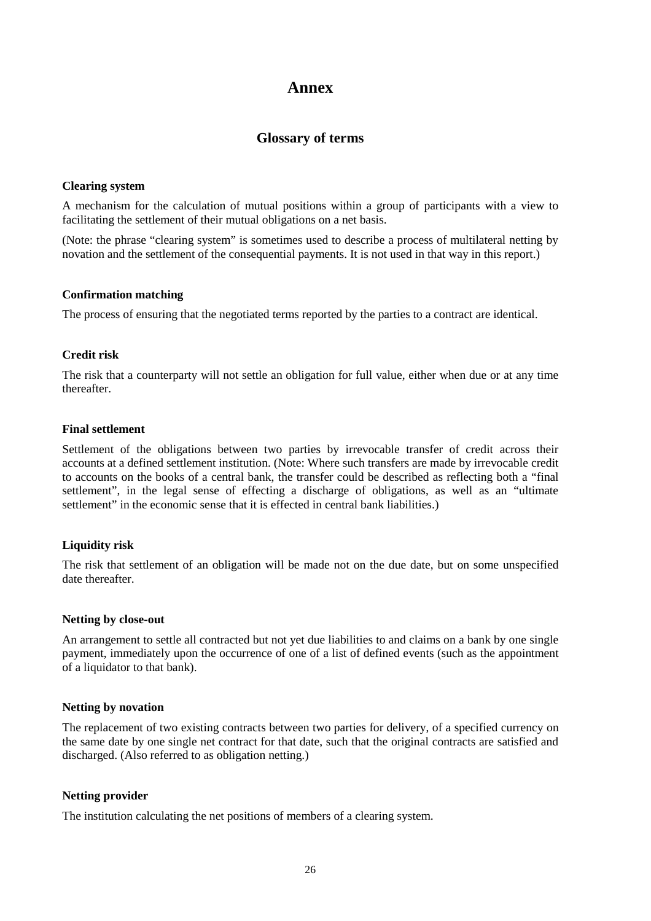# Annex

## Glossary of terms

**Clearing system**

A mechanism for the calculation of mutual positions within a group of participants with a view to facilitating the settlement of their mutual obligations on a net basis.

(Note: the phrase "clearing system" is sometimes used to describe a process of multilateral netting by novation and the settlement of the consequential payments. It is not used in that way in this report.)

**Confirmation matching**

The process of ensuring that the negotiated terms reported by the parties to a contract are identical.

**Credit risk**

The risk that a counterparty will not settle an obligation for full value, either when due or at any time thereafter.

**Final settlement**

Settlement of the obligations between two parties by irrevocable transfer of credit across their accounts at a defined settlement institution. (Note: Where such transfers are made by irrevocable credit to accounts on the books of a central bank, the transfer could be described as reflecting both a "final settlement", in the legal sense of effecting a discharge of obligations, as well as an "ultimate settlement" in the economic sense that it is effected in central bank liabilities.)

**Liquidity risk**

The risk that settlement of an obligation will be made not on the due date, but on some unspecified date thereafter.

**Netting by close-out**

An arrangement to settle all contracted but not yet due liabilities to and claims on a bank by one single payment, immediately upon the occurrence of one of a list of defined events (such as the appointment of a liquidator to that bank).

**Netting by novation**

The replacement of two existing contracts between two parties for delivery, of a specified currency on the same date by one single net contract for that date, such that the original contracts are satisfied and discharged. (Also referred to as obligation netting.)

**Netting provider**

The institution calculating the net positions of members of a clearing system.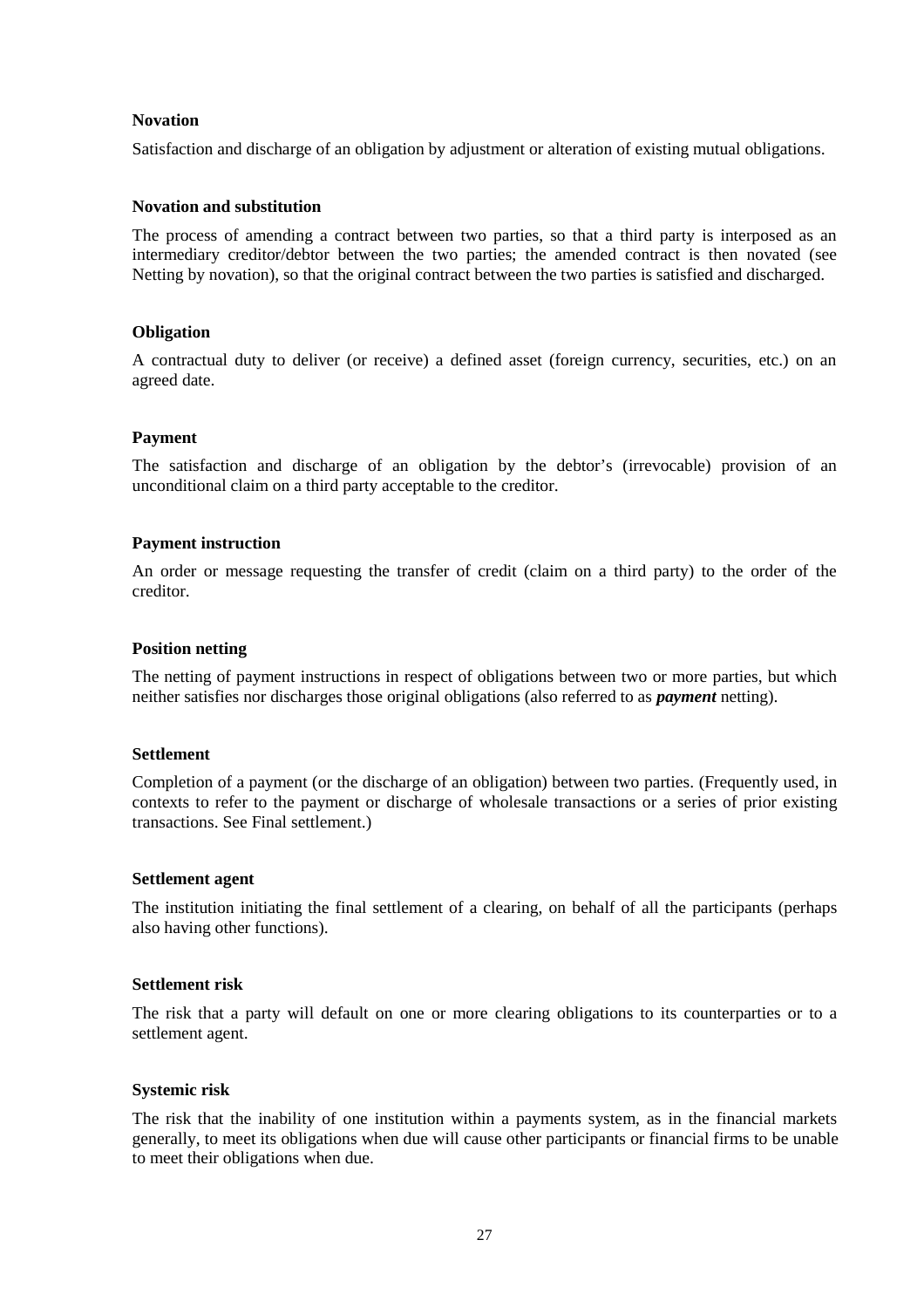**Novation**

Satisfaction and discharge of an obligation by adjustment or alteration of existing mutual obligations.

**Novation and substitution**

The process of amending a contract between two parties, so that a third party is interposed as an intermediary creditor/debtor between the two parties; the amended contract is then novated (see Netting by novation), so that the original contract between the two parties is satisfied and discharged.

**Obligation**

A contractual duty to deliver (or receive) a defined asset (foreign currency, securities, etc.) on an agreed date.

**Payment**

The satisfaction and discharge of an obligation by the debtor's (irrevocable) provision of an unconditional claim on a third party acceptable to the creditor.

**Payment instruction**

An order or message requesting the transfer of credit (claim on a third party) to the order of the creditor.

**Position netting**

The netting of payment instructions in respect of obligations between two or more parties, but which neither satisfies nor discharges those original obligations (also referred to as ***payment*** netting).

**Settlement**

Completion of a payment (or the discharge of an obligation) between two parties. (Frequently used, in contexts to refer to the payment or discharge of wholesale transactions or a series of prior existing transactions. See Final settlement.)

**Settlement agent**

The institution initiating the final settlement of a clearing, on behalf of all the participants (perhaps also having other functions).

**Settlement risk**

The risk that a party will default on one or more clearing obligations to its counterparties or to a settlement agent.

**Systemic risk**

The risk that the inability of one institution within a payments system, as in the financial markets generally, to meet its obligations when due will cause other participants or financial firms to be unable to meet their obligations when due.